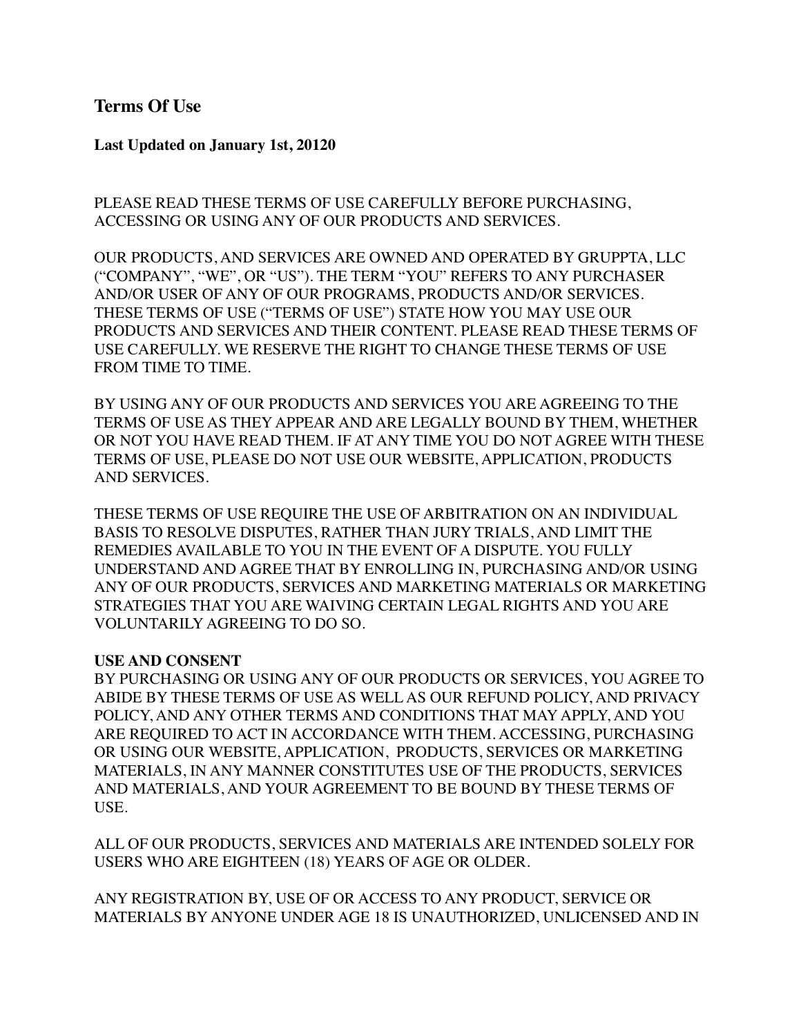## Terms Of Use

**Last Updated on January 1st, 20120**

PLEASE READ THESE TERMS OF USE CAREFULLY BEFORE PURCHASING, ACCESSING OR USING ANY OF OUR PRODUCTS AND SERVICES.

OUR PRODUCTS, AND SERVICES ARE OWNED AND OPERATED BY GRUPPTA, LLC ("COMPANY", "WE", OR "US"). THE TERM "YOU" REFERS TO ANY PURCHASER AND/OR USER OF ANY OF OUR PROGRAMS, PRODUCTS AND/OR SERVICES. THESE TERMS OF USE ("TERMS OF USE") STATE HOW YOU MAY USE OUR PRODUCTS AND SERVICES AND THEIR CONTENT. PLEASE READ THESE TERMS OF USE CAREFULLY. WE RESERVE THE RIGHT TO CHANGE THESE TERMS OF USE FROM TIME TO TIME.

BY USING ANY OF OUR PRODUCTS AND SERVICES YOU ARE AGREEING TO THE TERMS OF USE AS THEY APPEAR AND ARE LEGALLY BOUND BY THEM, WHETHER OR NOT YOU HAVE READ THEM. IF AT ANY TIME YOU DO NOT AGREE WITH THESE TERMS OF USE, PLEASE DO NOT USE OUR WEBSITE, APPLICATION, PRODUCTS AND SERVICES.

THESE TERMS OF USE REQUIRE THE USE OF ARBITRATION ON AN INDIVIDUAL BASIS TO RESOLVE DISPUTES, RATHER THAN JURY TRIALS, AND LIMIT THE REMEDIES AVAILABLE TO YOU IN THE EVENT OF A DISPUTE. YOU FULLY UNDERSTAND AND AGREE THAT BY ENROLLING IN, PURCHASING AND/OR USING ANY OF OUR PRODUCTS, SERVICES AND MARKETING MATERIALS OR MARKETING STRATEGIES THAT YOU ARE WAIVING CERTAIN LEGAL RIGHTS AND YOU ARE VOLUNTARILY AGREEING TO DO SO.

**USE AND CONSENT**

BY PURCHASING OR USING ANY OF OUR PRODUCTS OR SERVICES, YOU AGREE TO ABIDE BY THESE TERMS OF USE AS WELL AS OUR REFUND POLICY, AND PRIVACY POLICY, AND ANY OTHER TERMS AND CONDITIONS THAT MAY APPLY, AND YOU ARE REQUIRED TO ACT IN ACCORDANCE WITH THEM. ACCESSING, PURCHASING OR USING OUR WEBSITE, APPLICATION, PRODUCTS, SERVICES OR MARKETING MATERIALS, IN ANY MANNER CONSTITUTES USE OF THE PRODUCTS, SERVICES AND MATERIALS, AND YOUR AGREEMENT TO BE BOUND BY THESE TERMS OF USE.

ALL OF OUR PRODUCTS, SERVICES AND MATERIALS ARE INTENDED SOLELY FOR USERS WHO ARE EIGHTEEN (18) YEARS OF AGE OR OLDER.

ANY REGISTRATION BY, USE OF OR ACCESS TO ANY PRODUCT, SERVICE OR MATERIALS BY ANYONE UNDER AGE 18 IS UNAUTHORIZED, UNLICENSED AND IN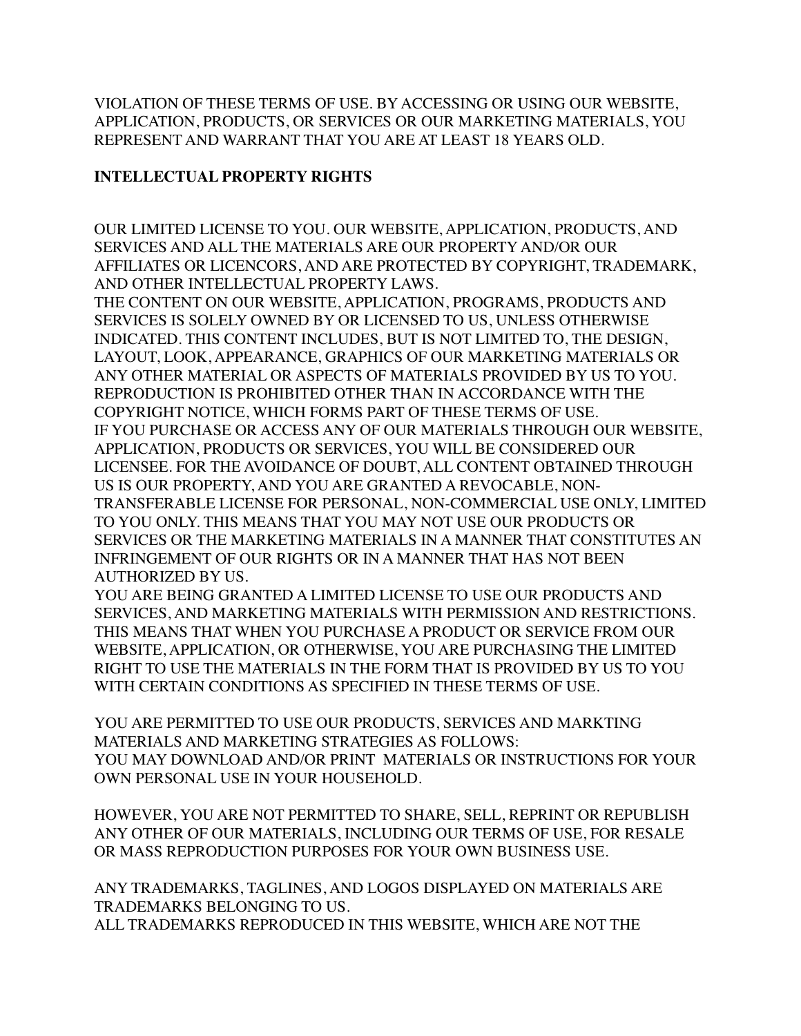VIOLATION OF THESE TERMS OF USE. BY ACCESSING OR USING OUR WEBSITE, APPLICATION, PRODUCTS, OR SERVICES OR OUR MARKETING MATERIALS, YOU REPRESENT AND WARRANT THAT YOU ARE AT LEAST 18 YEARS OLD.

**INTELLECTUAL PROPERTY RIGHTS**

OUR LIMITED LICENSE TO YOU. OUR WEBSITE, APPLICATION, PRODUCTS, AND SERVICES AND ALL THE MATERIALS ARE OUR PROPERTY AND/OR OUR AFFILIATES OR LICENCORS, AND ARE PROTECTED BY COPYRIGHT, TRADEMARK, AND OTHER INTELLECTUAL PROPERTY LAWS.
THE CONTENT ON OUR WEBSITE, APPLICATION, PROGRAMS, PRODUCTS AND SERVICES IS SOLELY OWNED BY OR LICENSED TO US, UNLESS OTHERWISE INDICATED. THIS CONTENT INCLUDES, BUT IS NOT LIMITED TO, THE DESIGN, LAYOUT, LOOK, APPEARANCE, GRAPHICS OF OUR MARKETING MATERIALS OR ANY OTHER MATERIAL OR ASPECTS OF MATERIALS PROVIDED BY US TO YOU. REPRODUCTION IS PROHIBITED OTHER THAN IN ACCORDANCE WITH THE COPYRIGHT NOTICE, WHICH FORMS PART OF THESE TERMS OF USE.
IF YOU PURCHASE OR ACCESS ANY OF OUR MATERIALS THROUGH OUR WEBSITE, APPLICATION, PRODUCTS OR SERVICES, YOU WILL BE CONSIDERED OUR LICENSEE. FOR THE AVOIDANCE OF DOUBT, ALL CONTENT OBTAINED THROUGH US IS OUR PROPERTY, AND YOU ARE GRANTED A REVOCABLE, NON-TRANSFERABLE LICENSE FOR PERSONAL, NON-COMMERCIAL USE ONLY, LIMITED TO YOU ONLY. THIS MEANS THAT YOU MAY NOT USE OUR PRODUCTS OR SERVICES OR THE MARKETING MATERIALS IN A MANNER THAT CONSTITUTES AN INFRINGEMENT OF OUR RIGHTS OR IN A MANNER THAT HAS NOT BEEN AUTHORIZED BY US.
YOU ARE BEING GRANTED A LIMITED LICENSE TO USE OUR PRODUCTS AND SERVICES, AND MARKETING MATERIALS WITH PERMISSION AND RESTRICTIONS. THIS MEANS THAT WHEN YOU PURCHASE A PRODUCT OR SERVICE FROM OUR WEBSITE, APPLICATION, OR OTHERWISE, YOU ARE PURCHASING THE LIMITED RIGHT TO USE THE MATERIALS IN THE FORM THAT IS PROVIDED BY US TO YOU WITH CERTAIN CONDITIONS AS SPECIFIED IN THESE TERMS OF USE.

YOU ARE PERMITTED TO USE OUR PRODUCTS, SERVICES AND MARKTING MATERIALS AND MARKETING STRATEGIES AS FOLLOWS:
YOU MAY DOWNLOAD AND/OR PRINT MATERIALS OR INSTRUCTIONS FOR YOUR OWN PERSONAL USE IN YOUR HOUSEHOLD.

HOWEVER, YOU ARE NOT PERMITTED TO SHARE, SELL, REPRINT OR REPUBLISH ANY OTHER OF OUR MATERIALS, INCLUDING OUR TERMS OF USE, FOR RESALE OR MASS REPRODUCTION PURPOSES FOR YOUR OWN BUSINESS USE.

ANY TRADEMARKS, TAGLINES, AND LOGOS DISPLAYED ON MATERIALS ARE TRADEMARKS BELONGING TO US.
ALL TRADEMARKS REPRODUCED IN THIS WEBSITE, WHICH ARE NOT THE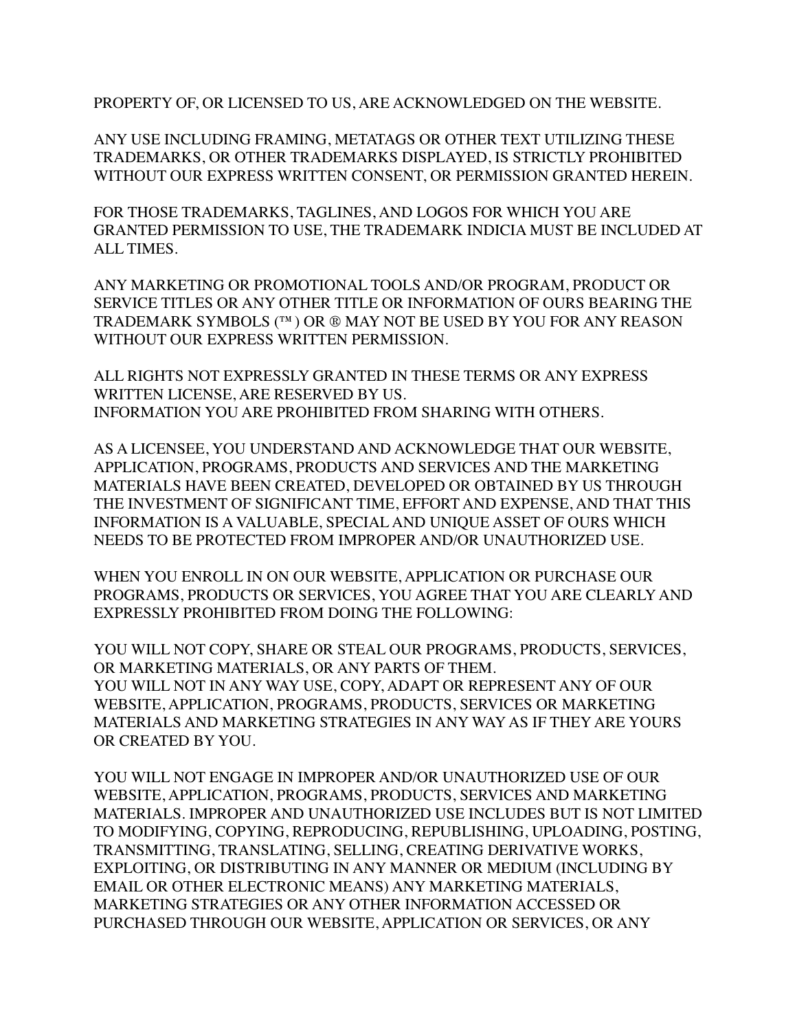PROPERTY OF, OR LICENSED TO US, ARE ACKNOWLEDGED ON THE WEBSITE.

ANY USE INCLUDING FRAMING, METATAGS OR OTHER TEXT UTILIZING THESE TRADEMARKS, OR OTHER TRADEMARKS DISPLAYED, IS STRICTLY PROHIBITED WITHOUT OUR EXPRESS WRITTEN CONSENT, OR PERMISSION GRANTED HEREIN.

FOR THOSE TRADEMARKS, TAGLINES, AND LOGOS FOR WHICH YOU ARE GRANTED PERMISSION TO USE, THE TRADEMARK INDICIA MUST BE INCLUDED AT ALL TIMES.

ANY MARKETING OR PROMOTIONAL TOOLS AND/OR PROGRAM, PRODUCT OR SERVICE TITLES OR ANY OTHER TITLE OR INFORMATION OF OURS BEARING THE TRADEMARK SYMBOLS (™ ) OR ® MAY NOT BE USED BY YOU FOR ANY REASON WITHOUT OUR EXPRESS WRITTEN PERMISSION.

ALL RIGHTS NOT EXPRESSLY GRANTED IN THESE TERMS OR ANY EXPRESS WRITTEN LICENSE, ARE RESERVED BY US.
INFORMATION YOU ARE PROHIBITED FROM SHARING WITH OTHERS.

AS A LICENSEE, YOU UNDERSTAND AND ACKNOWLEDGE THAT OUR WEBSITE, APPLICATION, PROGRAMS, PRODUCTS AND SERVICES AND THE MARKETING MATERIALS HAVE BEEN CREATED, DEVELOPED OR OBTAINED BY US THROUGH THE INVESTMENT OF SIGNIFICANT TIME, EFFORT AND EXPENSE, AND THAT THIS INFORMATION IS A VALUABLE, SPECIAL AND UNIQUE ASSET OF OURS WHICH NEEDS TO BE PROTECTED FROM IMPROPER AND/OR UNAUTHORIZED USE.

WHEN YOU ENROLL IN ON OUR WEBSITE, APPLICATION OR PURCHASE OUR PROGRAMS, PRODUCTS OR SERVICES, YOU AGREE THAT YOU ARE CLEARLY AND EXPRESSLY PROHIBITED FROM DOING THE FOLLOWING:

YOU WILL NOT COPY, SHARE OR STEAL OUR PROGRAMS, PRODUCTS, SERVICES, OR MARKETING MATERIALS, OR ANY PARTS OF THEM.
YOU WILL NOT IN ANY WAY USE, COPY, ADAPT OR REPRESENT ANY OF OUR WEBSITE, APPLICATION, PROGRAMS, PRODUCTS, SERVICES OR MARKETING MATERIALS AND MARKETING STRATEGIES IN ANY WAY AS IF THEY ARE YOURS OR CREATED BY YOU.

YOU WILL NOT ENGAGE IN IMPROPER AND/OR UNAUTHORIZED USE OF OUR WEBSITE, APPLICATION, PROGRAMS, PRODUCTS, SERVICES AND MARKETING MATERIALS. IMPROPER AND UNAUTHORIZED USE INCLUDES BUT IS NOT LIMITED TO MODIFYING, COPYING, REPRODUCING, REPUBLISHING, UPLOADING, POSTING, TRANSMITTING, TRANSLATING, SELLING, CREATING DERIVATIVE WORKS, EXPLOITING, OR DISTRIBUTING IN ANY MANNER OR MEDIUM (INCLUDING BY EMAIL OR OTHER ELECTRONIC MEANS) ANY MARKETING MATERIALS, MARKETING STRATEGIES OR ANY OTHER INFORMATION ACCESSED OR PURCHASED THROUGH OUR WEBSITE, APPLICATION OR SERVICES, OR ANY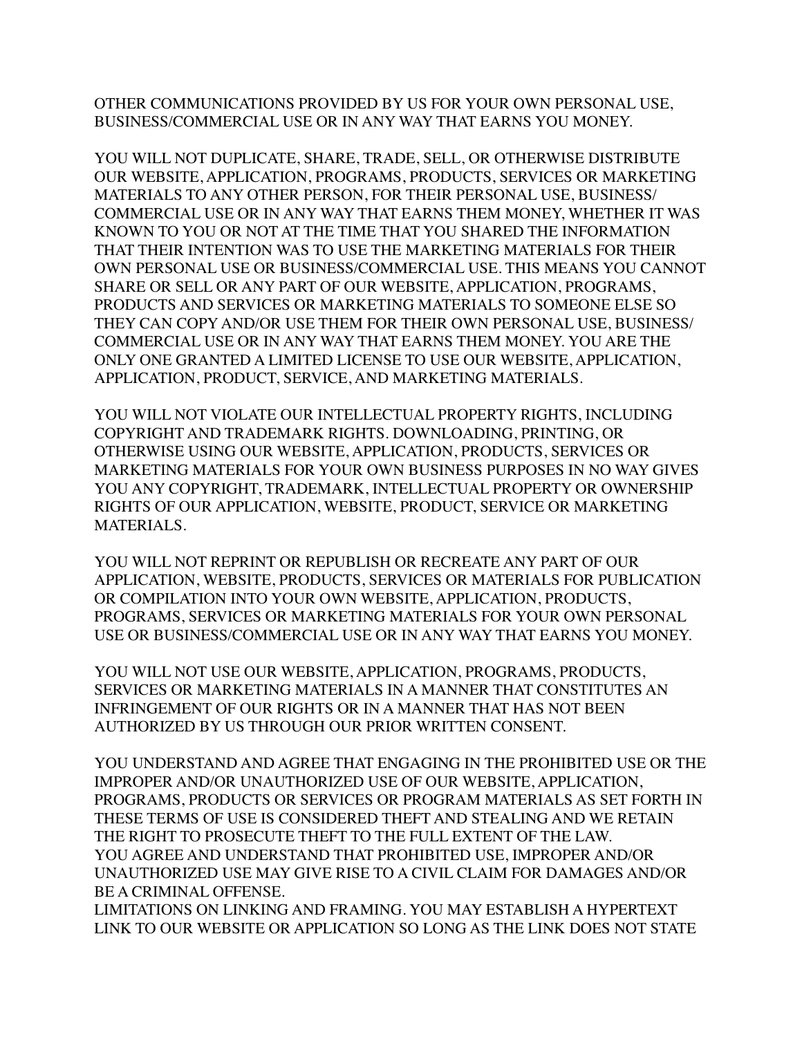OTHER COMMUNICATIONS PROVIDED BY US FOR YOUR OWN PERSONAL USE, BUSINESS/COMMERCIAL USE OR IN ANY WAY THAT EARNS YOU MONEY.

YOU WILL NOT DUPLICATE, SHARE, TRADE, SELL, OR OTHERWISE DISTRIBUTE OUR WEBSITE, APPLICATION, PROGRAMS, PRODUCTS, SERVICES OR MARKETING MATERIALS TO ANY OTHER PERSON, FOR THEIR PERSONAL USE, BUSINESS/ COMMERCIAL USE OR IN ANY WAY THAT EARNS THEM MONEY, WHETHER IT WAS KNOWN TO YOU OR NOT AT THE TIME THAT YOU SHARED THE INFORMATION THAT THEIR INTENTION WAS TO USE THE MARKETING MATERIALS FOR THEIR OWN PERSONAL USE OR BUSINESS/COMMERCIAL USE. THIS MEANS YOU CANNOT SHARE OR SELL OR ANY PART OF OUR WEBSITE, APPLICATION, PROGRAMS, PRODUCTS AND SERVICES OR MARKETING MATERIALS TO SOMEONE ELSE SO THEY CAN COPY AND/OR USE THEM FOR THEIR OWN PERSONAL USE, BUSINESS/ COMMERCIAL USE OR IN ANY WAY THAT EARNS THEM MONEY. YOU ARE THE ONLY ONE GRANTED A LIMITED LICENSE TO USE OUR WEBSITE, APPLICATION, APPLICATION, PRODUCT, SERVICE, AND MARKETING MATERIALS.

YOU WILL NOT VIOLATE OUR INTELLECTUAL PROPERTY RIGHTS, INCLUDING COPYRIGHT AND TRADEMARK RIGHTS. DOWNLOADING, PRINTING, OR OTHERWISE USING OUR WEBSITE, APPLICATION, PRODUCTS, SERVICES OR MARKETING MATERIALS FOR YOUR OWN BUSINESS PURPOSES IN NO WAY GIVES YOU ANY COPYRIGHT, TRADEMARK, INTELLECTUAL PROPERTY OR OWNERSHIP RIGHTS OF OUR APPLICATION, WEBSITE, PRODUCT, SERVICE OR MARKETING MATERIALS.

YOU WILL NOT REPRINT OR REPUBLISH OR RECREATE ANY PART OF OUR APPLICATION, WEBSITE, PRODUCTS, SERVICES OR MATERIALS FOR PUBLICATION OR COMPILATION INTO YOUR OWN WEBSITE, APPLICATION, PRODUCTS, PROGRAMS, SERVICES OR MARKETING MATERIALS FOR YOUR OWN PERSONAL USE OR BUSINESS/COMMERCIAL USE OR IN ANY WAY THAT EARNS YOU MONEY.

YOU WILL NOT USE OUR WEBSITE, APPLICATION, PROGRAMS, PRODUCTS, SERVICES OR MARKETING MATERIALS IN A MANNER THAT CONSTITUTES AN INFRINGEMENT OF OUR RIGHTS OR IN A MANNER THAT HAS NOT BEEN AUTHORIZED BY US THROUGH OUR PRIOR WRITTEN CONSENT.

YOU UNDERSTAND AND AGREE THAT ENGAGING IN THE PROHIBITED USE OR THE IMPROPER AND/OR UNAUTHORIZED USE OF OUR WEBSITE, APPLICATION, PROGRAMS, PRODUCTS OR SERVICES OR PROGRAM MATERIALS AS SET FORTH IN THESE TERMS OF USE IS CONSIDERED THEFT AND STEALING AND WE RETAIN THE RIGHT TO PROSECUTE THEFT TO THE FULL EXTENT OF THE LAW.
YOU AGREE AND UNDERSTAND THAT PROHIBITED USE, IMPROPER AND/OR UNAUTHORIZED USE MAY GIVE RISE TO A CIVIL CLAIM FOR DAMAGES AND/OR BE A CRIMINAL OFFENSE.
LIMITATIONS ON LINKING AND FRAMING. YOU MAY ESTABLISH A HYPERTEXT LINK TO OUR WEBSITE OR APPLICATION SO LONG AS THE LINK DOES NOT STATE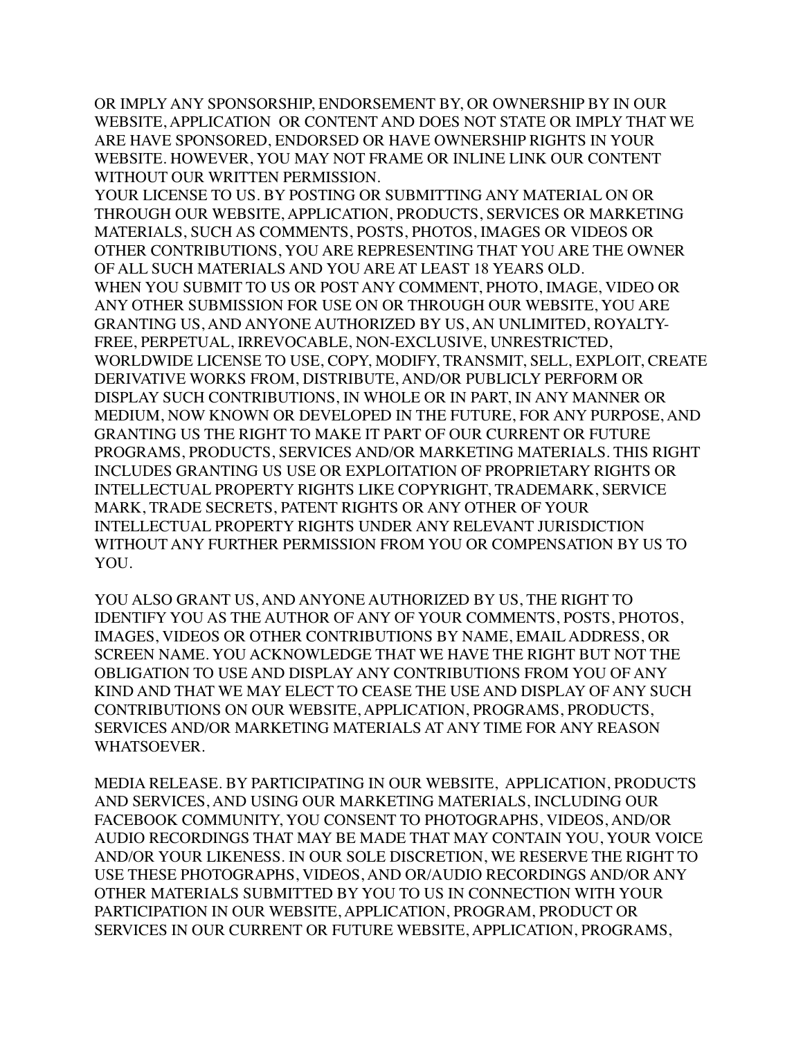OR IMPLY ANY SPONSORSHIP, ENDORSEMENT BY, OR OWNERSHIP BY IN OUR WEBSITE, APPLICATION OR CONTENT AND DOES NOT STATE OR IMPLY THAT WE ARE HAVE SPONSORED, ENDORSED OR HAVE OWNERSHIP RIGHTS IN YOUR WEBSITE. HOWEVER, YOU MAY NOT FRAME OR INLINE LINK OUR CONTENT WITHOUT OUR WRITTEN PERMISSION.

YOUR LICENSE TO US. BY POSTING OR SUBMITTING ANY MATERIAL ON OR THROUGH OUR WEBSITE, APPLICATION, PRODUCTS, SERVICES OR MARKETING MATERIALS, SUCH AS COMMENTS, POSTS, PHOTOS, IMAGES OR VIDEOS OR OTHER CONTRIBUTIONS, YOU ARE REPRESENTING THAT YOU ARE THE OWNER OF ALL SUCH MATERIALS AND YOU ARE AT LEAST 18 YEARS OLD.

WHEN YOU SUBMIT TO US OR POST ANY COMMENT, PHOTO, IMAGE, VIDEO OR ANY OTHER SUBMISSION FOR USE ON OR THROUGH OUR WEBSITE, YOU ARE GRANTING US, AND ANYONE AUTHORIZED BY US, AN UNLIMITED, ROYALTY-FREE, PERPETUAL, IRREVOCABLE, NON-EXCLUSIVE, UNRESTRICTED, WORLDWIDE LICENSE TO USE, COPY, MODIFY, TRANSMIT, SELL, EXPLOIT, CREATE DERIVATIVE WORKS FROM, DISTRIBUTE, AND/OR PUBLICLY PERFORM OR DISPLAY SUCH CONTRIBUTIONS, IN WHOLE OR IN PART, IN ANY MANNER OR MEDIUM, NOW KNOWN OR DEVELOPED IN THE FUTURE, FOR ANY PURPOSE, AND GRANTING US THE RIGHT TO MAKE IT PART OF OUR CURRENT OR FUTURE PROGRAMS, PRODUCTS, SERVICES AND/OR MARKETING MATERIALS. THIS RIGHT INCLUDES GRANTING US USE OR EXPLOITATION OF PROPRIETARY RIGHTS OR INTELLECTUAL PROPERTY RIGHTS LIKE COPYRIGHT, TRADEMARK, SERVICE MARK, TRADE SECRETS, PATENT RIGHTS OR ANY OTHER OF YOUR INTELLECTUAL PROPERTY RIGHTS UNDER ANY RELEVANT JURISDICTION WITHOUT ANY FURTHER PERMISSION FROM YOU OR COMPENSATION BY US TO YOU.

YOU ALSO GRANT US, AND ANYONE AUTHORIZED BY US, THE RIGHT TO IDENTIFY YOU AS THE AUTHOR OF ANY OF YOUR COMMENTS, POSTS, PHOTOS, IMAGES, VIDEOS OR OTHER CONTRIBUTIONS BY NAME, EMAIL ADDRESS, OR SCREEN NAME. YOU ACKNOWLEDGE THAT WE HAVE THE RIGHT BUT NOT THE OBLIGATION TO USE AND DISPLAY ANY CONTRIBUTIONS FROM YOU OF ANY KIND AND THAT WE MAY ELECT TO CEASE THE USE AND DISPLAY OF ANY SUCH CONTRIBUTIONS ON OUR WEBSITE, APPLICATION, PROGRAMS, PRODUCTS, SERVICES AND/OR MARKETING MATERIALS AT ANY TIME FOR ANY REASON WHATSOEVER.

MEDIA RELEASE. BY PARTICIPATING IN OUR WEBSITE, APPLICATION, PRODUCTS AND SERVICES, AND USING OUR MARKETING MATERIALS, INCLUDING OUR FACEBOOK COMMUNITY, YOU CONSENT TO PHOTOGRAPHS, VIDEOS, AND/OR AUDIO RECORDINGS THAT MAY BE MADE THAT MAY CONTAIN YOU, YOUR VOICE AND/OR YOUR LIKENESS. IN OUR SOLE DISCRETION, WE RESERVE THE RIGHT TO USE THESE PHOTOGRAPHS, VIDEOS, AND OR/AUDIO RECORDINGS AND/OR ANY OTHER MATERIALS SUBMITTED BY YOU TO US IN CONNECTION WITH YOUR PARTICIPATION IN OUR WEBSITE, APPLICATION, PROGRAM, PRODUCT OR SERVICES IN OUR CURRENT OR FUTURE WEBSITE, APPLICATION, PROGRAMS,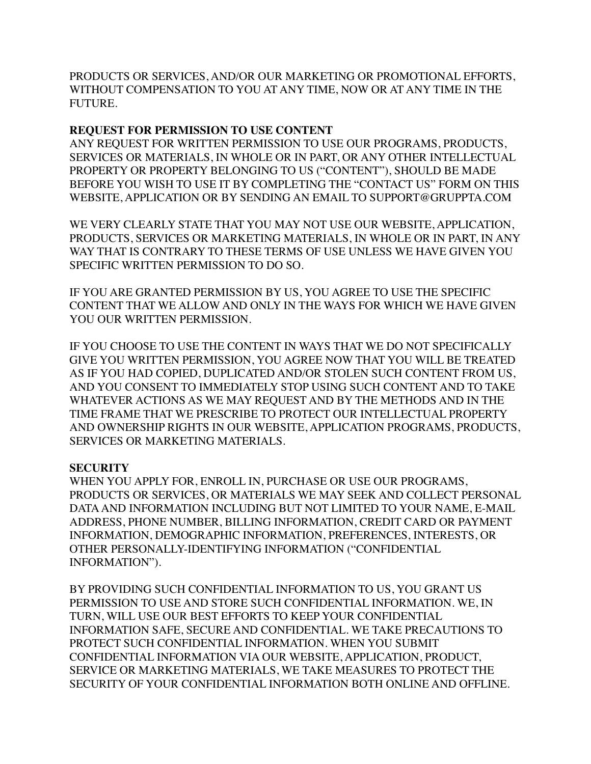PRODUCTS OR SERVICES, AND/OR OUR MARKETING OR PROMOTIONAL EFFORTS, WITHOUT COMPENSATION TO YOU AT ANY TIME, NOW OR AT ANY TIME IN THE FUTURE.

**REQUEST FOR PERMISSION TO USE CONTENT**
ANY REQUEST FOR WRITTEN PERMISSION TO USE OUR PROGRAMS, PRODUCTS, SERVICES OR MATERIALS, IN WHOLE OR IN PART, OR ANY OTHER INTELLECTUAL PROPERTY OR PROPERTY BELONGING TO US ("CONTENT"), SHOULD BE MADE BEFORE YOU WISH TO USE IT BY COMPLETING THE "CONTACT US" FORM ON THIS WEBSITE, APPLICATION OR BY SENDING AN EMAIL TO SUPPORT@GRUPPTA.COM

WE VERY CLEARLY STATE THAT YOU MAY NOT USE OUR WEBSITE, APPLICATION, PRODUCTS, SERVICES OR MARKETING MATERIALS, IN WHOLE OR IN PART, IN ANY WAY THAT IS CONTRARY TO THESE TERMS OF USE UNLESS WE HAVE GIVEN YOU SPECIFIC WRITTEN PERMISSION TO DO SO.

IF YOU ARE GRANTED PERMISSION BY US, YOU AGREE TO USE THE SPECIFIC CONTENT THAT WE ALLOW AND ONLY IN THE WAYS FOR WHICH WE HAVE GIVEN YOU OUR WRITTEN PERMISSION.

IF YOU CHOOSE TO USE THE CONTENT IN WAYS THAT WE DO NOT SPECIFICALLY GIVE YOU WRITTEN PERMISSION, YOU AGREE NOW THAT YOU WILL BE TREATED AS IF YOU HAD COPIED, DUPLICATED AND/OR STOLEN SUCH CONTENT FROM US, AND YOU CONSENT TO IMMEDIATELY STOP USING SUCH CONTENT AND TO TAKE WHATEVER ACTIONS AS WE MAY REQUEST AND BY THE METHODS AND IN THE TIME FRAME THAT WE PRESCRIBE TO PROTECT OUR INTELLECTUAL PROPERTY AND OWNERSHIP RIGHTS IN OUR WEBSITE, APPLICATION PROGRAMS, PRODUCTS, SERVICES OR MARKETING MATERIALS.

**SECURITY**
WHEN YOU APPLY FOR, ENROLL IN, PURCHASE OR USE OUR PROGRAMS, PRODUCTS OR SERVICES, OR MATERIALS WE MAY SEEK AND COLLECT PERSONAL DATA AND INFORMATION INCLUDING BUT NOT LIMITED TO YOUR NAME, E-MAIL ADDRESS, PHONE NUMBER, BILLING INFORMATION, CREDIT CARD OR PAYMENT INFORMATION, DEMOGRAPHIC INFORMATION, PREFERENCES, INTERESTS, OR OTHER PERSONALLY-IDENTIFYING INFORMATION ("CONFIDENTIAL INFORMATION").

BY PROVIDING SUCH CONFIDENTIAL INFORMATION TO US, YOU GRANT US PERMISSION TO USE AND STORE SUCH CONFIDENTIAL INFORMATION. WE, IN TURN, WILL USE OUR BEST EFFORTS TO KEEP YOUR CONFIDENTIAL INFORMATION SAFE, SECURE AND CONFIDENTIAL. WE TAKE PRECAUTIONS TO PROTECT SUCH CONFIDENTIAL INFORMATION. WHEN YOU SUBMIT CONFIDENTIAL INFORMATION VIA OUR WEBSITE, APPLICATION, PRODUCT, SERVICE OR MARKETING MATERIALS, WE TAKE MEASURES TO PROTECT THE SECURITY OF YOUR CONFIDENTIAL INFORMATION BOTH ONLINE AND OFFLINE.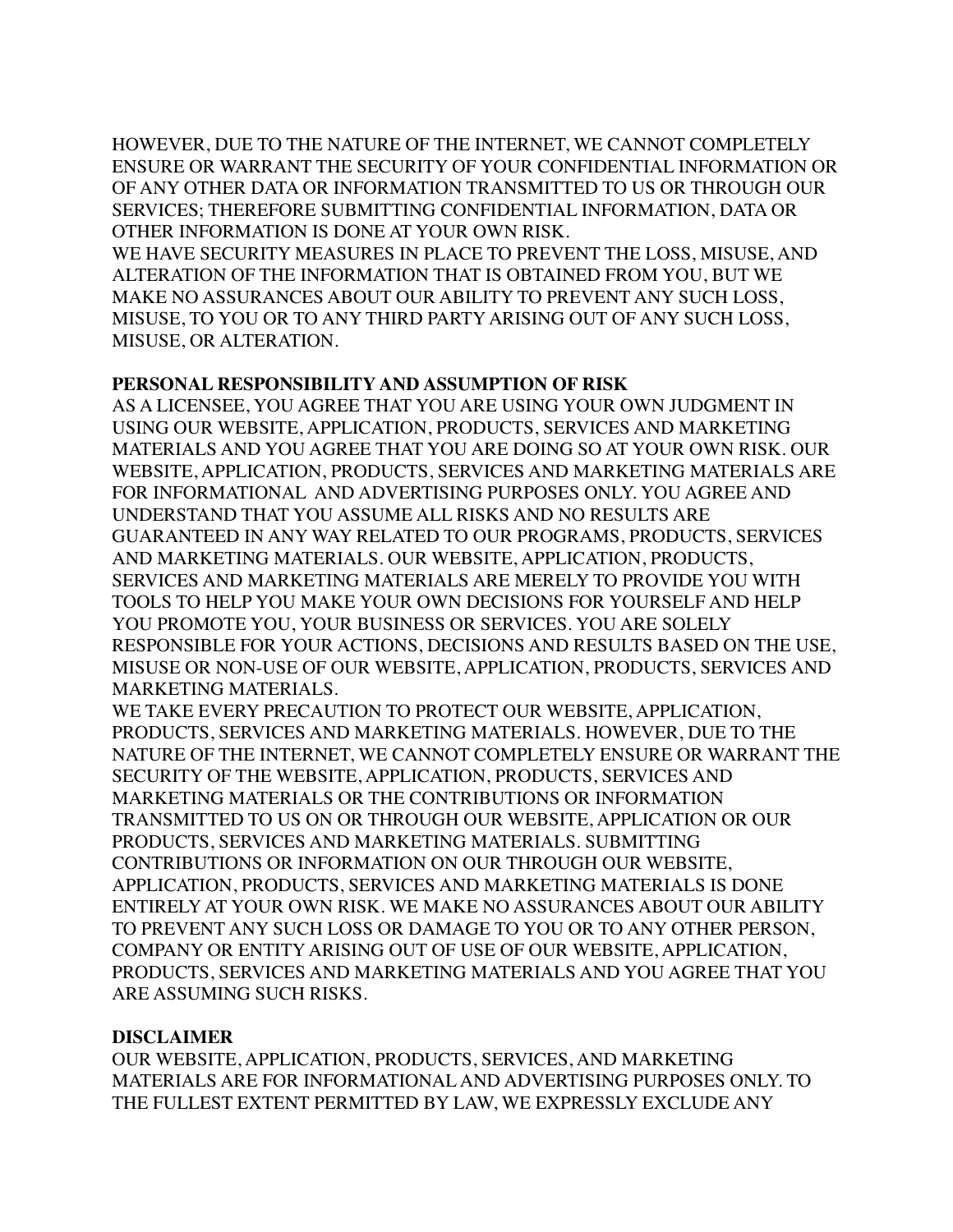HOWEVER, DUE TO THE NATURE OF THE INTERNET, WE CANNOT COMPLETELY ENSURE OR WARRANT THE SECURITY OF YOUR CONFIDENTIAL INFORMATION OR OF ANY OTHER DATA OR INFORMATION TRANSMITTED TO US OR THROUGH OUR SERVICES; THEREFORE SUBMITTING CONFIDENTIAL INFORMATION, DATA OR OTHER INFORMATION IS DONE AT YOUR OWN RISK.

WE HAVE SECURITY MEASURES IN PLACE TO PREVENT THE LOSS, MISUSE, AND ALTERATION OF THE INFORMATION THAT IS OBTAINED FROM YOU, BUT WE MAKE NO ASSURANCES ABOUT OUR ABILITY TO PREVENT ANY SUCH LOSS, MISUSE, TO YOU OR TO ANY THIRD PARTY ARISING OUT OF ANY SUCH LOSS, MISUSE, OR ALTERATION.

**PERSONAL RESPONSIBILITY AND ASSUMPTION OF RISK**

AS A LICENSEE, YOU AGREE THAT YOU ARE USING YOUR OWN JUDGMENT IN USING OUR WEBSITE, APPLICATION, PRODUCTS, SERVICES AND MARKETING MATERIALS AND YOU AGREE THAT YOU ARE DOING SO AT YOUR OWN RISK. OUR WEBSITE, APPLICATION, PRODUCTS, SERVICES AND MARKETING MATERIALS ARE FOR INFORMATIONAL AND ADVERTISING PURPOSES ONLY. YOU AGREE AND UNDERSTAND THAT YOU ASSUME ALL RISKS AND NO RESULTS ARE GUARANTEED IN ANY WAY RELATED TO OUR PROGRAMS, PRODUCTS, SERVICES AND MARKETING MATERIALS. OUR WEBSITE, APPLICATION, PRODUCTS, SERVICES AND MARKETING MATERIALS ARE MERELY TO PROVIDE YOU WITH TOOLS TO HELP YOU MAKE YOUR OWN DECISIONS FOR YOURSELF AND HELP YOU PROMOTE YOU, YOUR BUSINESS OR SERVICES. YOU ARE SOLELY RESPONSIBLE FOR YOUR ACTIONS, DECISIONS AND RESULTS BASED ON THE USE, MISUSE OR NON-USE OF OUR WEBSITE, APPLICATION, PRODUCTS, SERVICES AND MARKETING MATERIALS.

WE TAKE EVERY PRECAUTION TO PROTECT OUR WEBSITE, APPLICATION, PRODUCTS, SERVICES AND MARKETING MATERIALS. HOWEVER, DUE TO THE NATURE OF THE INTERNET, WE CANNOT COMPLETELY ENSURE OR WARRANT THE SECURITY OF THE WEBSITE, APPLICATION, PRODUCTS, SERVICES AND MARKETING MATERIALS OR THE CONTRIBUTIONS OR INFORMATION TRANSMITTED TO US ON OR THROUGH OUR WEBSITE, APPLICATION OR OUR PRODUCTS, SERVICES AND MARKETING MATERIALS. SUBMITTING CONTRIBUTIONS OR INFORMATION ON OUR THROUGH OUR WEBSITE, APPLICATION, PRODUCTS, SERVICES AND MARKETING MATERIALS IS DONE ENTIRELY AT YOUR OWN RISK. WE MAKE NO ASSURANCES ABOUT OUR ABILITY TO PREVENT ANY SUCH LOSS OR DAMAGE TO YOU OR TO ANY OTHER PERSON, COMPANY OR ENTITY ARISING OUT OF USE OF OUR WEBSITE, APPLICATION, PRODUCTS, SERVICES AND MARKETING MATERIALS AND YOU AGREE THAT YOU ARE ASSUMING SUCH RISKS.

**DISCLAIMER**

OUR WEBSITE, APPLICATION, PRODUCTS, SERVICES, AND MARKETING MATERIALS ARE FOR INFORMATIONAL AND ADVERTISING PURPOSES ONLY. TO THE FULLEST EXTENT PERMITTED BY LAW, WE EXPRESSLY EXCLUDE ANY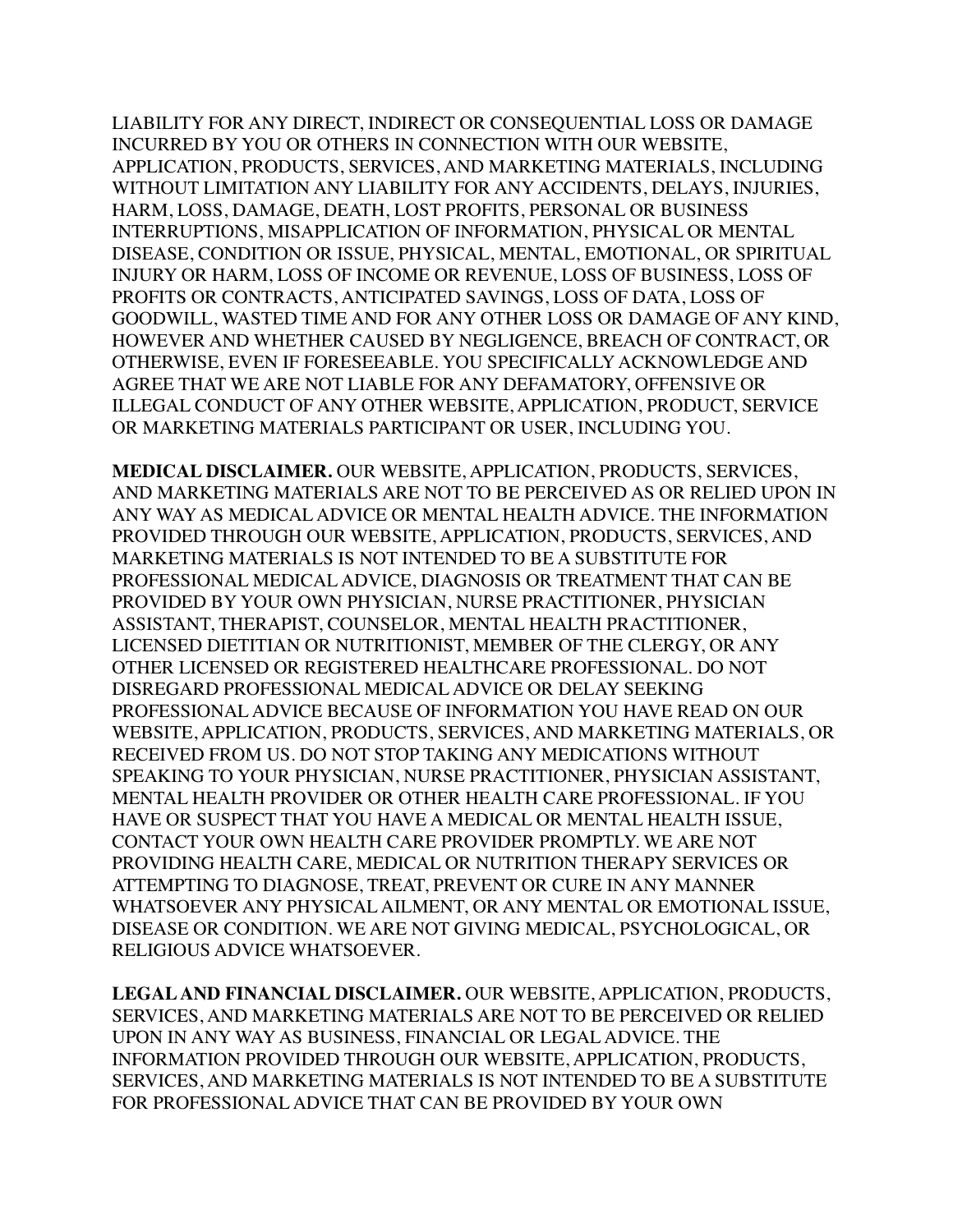LIABILITY FOR ANY DIRECT, INDIRECT OR CONSEQUENTIAL LOSS OR DAMAGE INCURRED BY YOU OR OTHERS IN CONNECTION WITH OUR WEBSITE, APPLICATION, PRODUCTS, SERVICES, AND MARKETING MATERIALS, INCLUDING WITHOUT LIMITATION ANY LIABILITY FOR ANY ACCIDENTS, DELAYS, INJURIES, HARM, LOSS, DAMAGE, DEATH, LOST PROFITS, PERSONAL OR BUSINESS INTERRUPTIONS, MISAPPLICATION OF INFORMATION, PHYSICAL OR MENTAL DISEASE, CONDITION OR ISSUE, PHYSICAL, MENTAL, EMOTIONAL, OR SPIRITUAL INJURY OR HARM, LOSS OF INCOME OR REVENUE, LOSS OF BUSINESS, LOSS OF PROFITS OR CONTRACTS, ANTICIPATED SAVINGS, LOSS OF DATA, LOSS OF GOODWILL, WASTED TIME AND FOR ANY OTHER LOSS OR DAMAGE OF ANY KIND, HOWEVER AND WHETHER CAUSED BY NEGLIGENCE, BREACH OF CONTRACT, OR OTHERWISE, EVEN IF FORESEEABLE. YOU SPECIFICALLY ACKNOWLEDGE AND AGREE THAT WE ARE NOT LIABLE FOR ANY DEFAMATORY, OFFENSIVE OR ILLEGAL CONDUCT OF ANY OTHER WEBSITE, APPLICATION, PRODUCT, SERVICE OR MARKETING MATERIALS PARTICIPANT OR USER, INCLUDING YOU.

**MEDICAL DISCLAIMER.** OUR WEBSITE, APPLICATION, PRODUCTS, SERVICES, AND MARKETING MATERIALS ARE NOT TO BE PERCEIVED AS OR RELIED UPON IN ANY WAY AS MEDICAL ADVICE OR MENTAL HEALTH ADVICE. THE INFORMATION PROVIDED THROUGH OUR WEBSITE, APPLICATION, PRODUCTS, SERVICES, AND MARKETING MATERIALS IS NOT INTENDED TO BE A SUBSTITUTE FOR PROFESSIONAL MEDICAL ADVICE, DIAGNOSIS OR TREATMENT THAT CAN BE PROVIDED BY YOUR OWN PHYSICIAN, NURSE PRACTITIONER, PHYSICIAN ASSISTANT, THERAPIST, COUNSELOR, MENTAL HEALTH PRACTITIONER, LICENSED DIETITIAN OR NUTRITIONIST, MEMBER OF THE CLERGY, OR ANY OTHER LICENSED OR REGISTERED HEALTHCARE PROFESSIONAL. DO NOT DISREGARD PROFESSIONAL MEDICAL ADVICE OR DELAY SEEKING PROFESSIONAL ADVICE BECAUSE OF INFORMATION YOU HAVE READ ON OUR WEBSITE, APPLICATION, PRODUCTS, SERVICES, AND MARKETING MATERIALS, OR RECEIVED FROM US. DO NOT STOP TAKING ANY MEDICATIONS WITHOUT SPEAKING TO YOUR PHYSICIAN, NURSE PRACTITIONER, PHYSICIAN ASSISTANT, MENTAL HEALTH PROVIDER OR OTHER HEALTH CARE PROFESSIONAL. IF YOU HAVE OR SUSPECT THAT YOU HAVE A MEDICAL OR MENTAL HEALTH ISSUE, CONTACT YOUR OWN HEALTH CARE PROVIDER PROMPTLY. WE ARE NOT PROVIDING HEALTH CARE, MEDICAL OR NUTRITION THERAPY SERVICES OR ATTEMPTING TO DIAGNOSE, TREAT, PREVENT OR CURE IN ANY MANNER WHATSOEVER ANY PHYSICAL AILMENT, OR ANY MENTAL OR EMOTIONAL ISSUE, DISEASE OR CONDITION. WE ARE NOT GIVING MEDICAL, PSYCHOLOGICAL, OR RELIGIOUS ADVICE WHATSOEVER.

**LEGAL AND FINANCIAL DISCLAIMER.** OUR WEBSITE, APPLICATION, PRODUCTS, SERVICES, AND MARKETING MATERIALS ARE NOT TO BE PERCEIVED OR RELIED UPON IN ANY WAY AS BUSINESS, FINANCIAL OR LEGAL ADVICE. THE INFORMATION PROVIDED THROUGH OUR WEBSITE, APPLICATION, PRODUCTS, SERVICES, AND MARKETING MATERIALS IS NOT INTENDED TO BE A SUBSTITUTE FOR PROFESSIONAL ADVICE THAT CAN BE PROVIDED BY YOUR OWN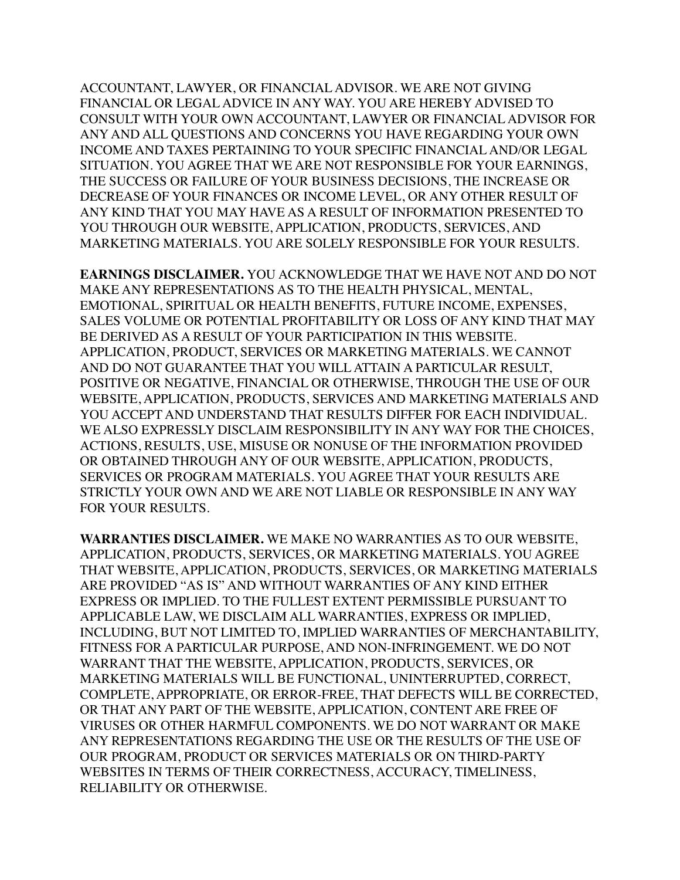ACCOUNTANT, LAWYER, OR FINANCIAL ADVISOR. WE ARE NOT GIVING FINANCIAL OR LEGAL ADVICE IN ANY WAY. YOU ARE HEREBY ADVISED TO CONSULT WITH YOUR OWN ACCOUNTANT, LAWYER OR FINANCIAL ADVISOR FOR ANY AND ALL QUESTIONS AND CONCERNS YOU HAVE REGARDING YOUR OWN INCOME AND TAXES PERTAINING TO YOUR SPECIFIC FINANCIAL AND/OR LEGAL SITUATION. YOU AGREE THAT WE ARE NOT RESPONSIBLE FOR YOUR EARNINGS, THE SUCCESS OR FAILURE OF YOUR BUSINESS DECISIONS, THE INCREASE OR DECREASE OF YOUR FINANCES OR INCOME LEVEL, OR ANY OTHER RESULT OF ANY KIND THAT YOU MAY HAVE AS A RESULT OF INFORMATION PRESENTED TO YOU THROUGH OUR WEBSITE, APPLICATION, PRODUCTS, SERVICES, AND MARKETING MATERIALS. YOU ARE SOLELY RESPONSIBLE FOR YOUR RESULTS.

**EARNINGS DISCLAIMER.** YOU ACKNOWLEDGE THAT WE HAVE NOT AND DO NOT MAKE ANY REPRESENTATIONS AS TO THE HEALTH PHYSICAL, MENTAL, EMOTIONAL, SPIRITUAL OR HEALTH BENEFITS, FUTURE INCOME, EXPENSES, SALES VOLUME OR POTENTIAL PROFITABILITY OR LOSS OF ANY KIND THAT MAY BE DERIVED AS A RESULT OF YOUR PARTICIPATION IN THIS WEBSITE. APPLICATION, PRODUCT, SERVICES OR MARKETING MATERIALS. WE CANNOT AND DO NOT GUARANTEE THAT YOU WILL ATTAIN A PARTICULAR RESULT, POSITIVE OR NEGATIVE, FINANCIAL OR OTHERWISE, THROUGH THE USE OF OUR WEBSITE, APPLICATION, PRODUCTS, SERVICES AND MARKETING MATERIALS AND YOU ACCEPT AND UNDERSTAND THAT RESULTS DIFFER FOR EACH INDIVIDUAL. WE ALSO EXPRESSLY DISCLAIM RESPONSIBILITY IN ANY WAY FOR THE CHOICES, ACTIONS, RESULTS, USE, MISUSE OR NONUSE OF THE INFORMATION PROVIDED OR OBTAINED THROUGH ANY OF OUR WEBSITE, APPLICATION, PRODUCTS, SERVICES OR PROGRAM MATERIALS. YOU AGREE THAT YOUR RESULTS ARE STRICTLY YOUR OWN AND WE ARE NOT LIABLE OR RESPONSIBLE IN ANY WAY FOR YOUR RESULTS.

**WARRANTIES DISCLAIMER.** WE MAKE NO WARRANTIES AS TO OUR WEBSITE, APPLICATION, PRODUCTS, SERVICES, OR MARKETING MATERIALS. YOU AGREE THAT WEBSITE, APPLICATION, PRODUCTS, SERVICES, OR MARKETING MATERIALS ARE PROVIDED "AS IS" AND WITHOUT WARRANTIES OF ANY KIND EITHER EXPRESS OR IMPLIED. TO THE FULLEST EXTENT PERMISSIBLE PURSUANT TO APPLICABLE LAW, WE DISCLAIM ALL WARRANTIES, EXPRESS OR IMPLIED, INCLUDING, BUT NOT LIMITED TO, IMPLIED WARRANTIES OF MERCHANTABILITY, FITNESS FOR A PARTICULAR PURPOSE, AND NON-INFRINGEMENT. WE DO NOT WARRANT THAT THE WEBSITE, APPLICATION, PRODUCTS, SERVICES, OR MARKETING MATERIALS WILL BE FUNCTIONAL, UNINTERRUPTED, CORRECT, COMPLETE, APPROPRIATE, OR ERROR-FREE, THAT DEFECTS WILL BE CORRECTED, OR THAT ANY PART OF THE WEBSITE, APPLICATION, CONTENT ARE FREE OF VIRUSES OR OTHER HARMFUL COMPONENTS. WE DO NOT WARRANT OR MAKE ANY REPRESENTATIONS REGARDING THE USE OR THE RESULTS OF THE USE OF OUR PROGRAM, PRODUCT OR SERVICES MATERIALS OR ON THIRD-PARTY WEBSITES IN TERMS OF THEIR CORRECTNESS, ACCURACY, TIMELINESS, RELIABILITY OR OTHERWISE.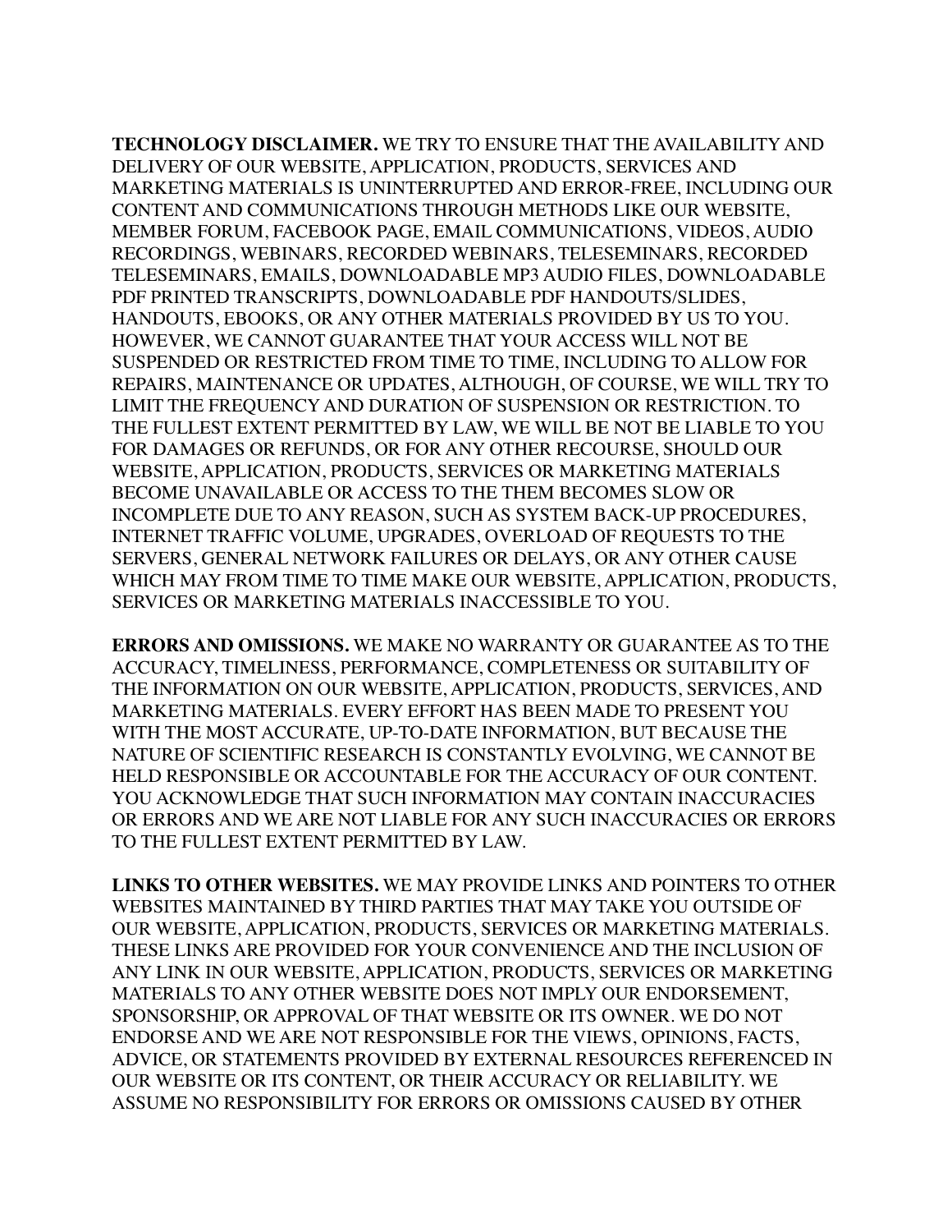**TECHNOLOGY DISCLAIMER.** WE TRY TO ENSURE THAT THE AVAILABILITY AND DELIVERY OF OUR WEBSITE, APPLICATION, PRODUCTS, SERVICES AND MARKETING MATERIALS IS UNINTERRUPTED AND ERROR-FREE, INCLUDING OUR CONTENT AND COMMUNICATIONS THROUGH METHODS LIKE OUR WEBSITE, MEMBER FORUM, FACEBOOK PAGE, EMAIL COMMUNICATIONS, VIDEOS, AUDIO RECORDINGS, WEBINARS, RECORDED WEBINARS, TELESEMINARS, RECORDED TELESEMINARS, EMAILS, DOWNLOADABLE MP3 AUDIO FILES, DOWNLOADABLE PDF PRINTED TRANSCRIPTS, DOWNLOADABLE PDF HANDOUTS/SLIDES, HANDOUTS, EBOOKS, OR ANY OTHER MATERIALS PROVIDED BY US TO YOU. HOWEVER, WE CANNOT GUARANTEE THAT YOUR ACCESS WILL NOT BE SUSPENDED OR RESTRICTED FROM TIME TO TIME, INCLUDING TO ALLOW FOR REPAIRS, MAINTENANCE OR UPDATES, ALTHOUGH, OF COURSE, WE WILL TRY TO LIMIT THE FREQUENCY AND DURATION OF SUSPENSION OR RESTRICTION. TO THE FULLEST EXTENT PERMITTED BY LAW, WE WILL BE NOT BE LIABLE TO YOU FOR DAMAGES OR REFUNDS, OR FOR ANY OTHER RECOURSE, SHOULD OUR WEBSITE, APPLICATION, PRODUCTS, SERVICES OR MARKETING MATERIALS BECOME UNAVAILABLE OR ACCESS TO THE THEM BECOMES SLOW OR INCOMPLETE DUE TO ANY REASON, SUCH AS SYSTEM BACK-UP PROCEDURES, INTERNET TRAFFIC VOLUME, UPGRADES, OVERLOAD OF REQUESTS TO THE SERVERS, GENERAL NETWORK FAILURES OR DELAYS, OR ANY OTHER CAUSE WHICH MAY FROM TIME TO TIME MAKE OUR WEBSITE, APPLICATION, PRODUCTS, SERVICES OR MARKETING MATERIALS INACCESSIBLE TO YOU.

**ERRORS AND OMISSIONS.** WE MAKE NO WARRANTY OR GUARANTEE AS TO THE ACCURACY, TIMELINESS, PERFORMANCE, COMPLETENESS OR SUITABILITY OF THE INFORMATION ON OUR WEBSITE, APPLICATION, PRODUCTS, SERVICES, AND MARKETING MATERIALS. EVERY EFFORT HAS BEEN MADE TO PRESENT YOU WITH THE MOST ACCURATE, UP-TO-DATE INFORMATION, BUT BECAUSE THE NATURE OF SCIENTIFIC RESEARCH IS CONSTANTLY EVOLVING, WE CANNOT BE HELD RESPONSIBLE OR ACCOUNTABLE FOR THE ACCURACY OF OUR CONTENT. YOU ACKNOWLEDGE THAT SUCH INFORMATION MAY CONTAIN INACCURACIES OR ERRORS AND WE ARE NOT LIABLE FOR ANY SUCH INACCURACIES OR ERRORS TO THE FULLEST EXTENT PERMITTED BY LAW.

**LINKS TO OTHER WEBSITES.** WE MAY PROVIDE LINKS AND POINTERS TO OTHER WEBSITES MAINTAINED BY THIRD PARTIES THAT MAY TAKE YOU OUTSIDE OF OUR WEBSITE, APPLICATION, PRODUCTS, SERVICES OR MARKETING MATERIALS. THESE LINKS ARE PROVIDED FOR YOUR CONVENIENCE AND THE INCLUSION OF ANY LINK IN OUR WEBSITE, APPLICATION, PRODUCTS, SERVICES OR MARKETING MATERIALS TO ANY OTHER WEBSITE DOES NOT IMPLY OUR ENDORSEMENT, SPONSORSHIP, OR APPROVAL OF THAT WEBSITE OR ITS OWNER. WE DO NOT ENDORSE AND WE ARE NOT RESPONSIBLE FOR THE VIEWS, OPINIONS, FACTS, ADVICE, OR STATEMENTS PROVIDED BY EXTERNAL RESOURCES REFERENCED IN OUR WEBSITE OR ITS CONTENT, OR THEIR ACCURACY OR RELIABILITY. WE ASSUME NO RESPONSIBILITY FOR ERRORS OR OMISSIONS CAUSED BY OTHER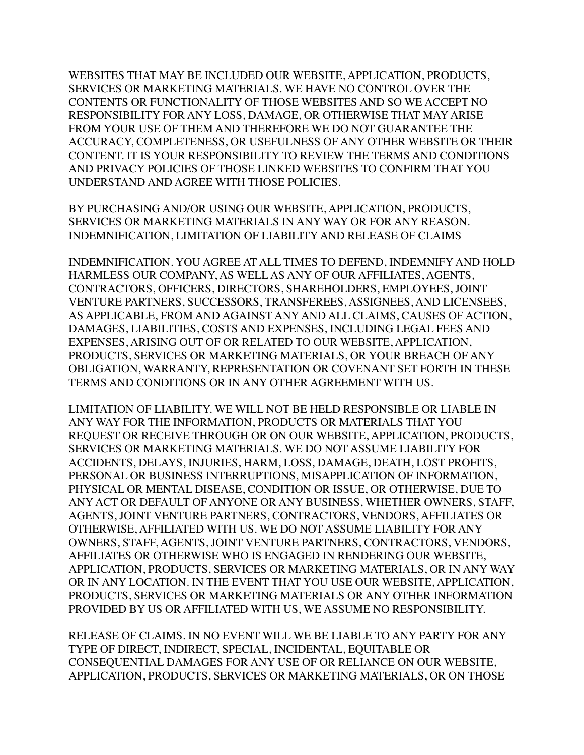WEBSITES THAT MAY BE INCLUDED OUR WEBSITE, APPLICATION, PRODUCTS, SERVICES OR MARKETING MATERIALS. WE HAVE NO CONTROL OVER THE CONTENTS OR FUNCTIONALITY OF THOSE WEBSITES AND SO WE ACCEPT NO RESPONSIBILITY FOR ANY LOSS, DAMAGE, OR OTHERWISE THAT MAY ARISE FROM YOUR USE OF THEM AND THEREFORE WE DO NOT GUARANTEE THE ACCURACY, COMPLETENESS, OR USEFULNESS OF ANY OTHER WEBSITE OR THEIR CONTENT. IT IS YOUR RESPONSIBILITY TO REVIEW THE TERMS AND CONDITIONS AND PRIVACY POLICIES OF THOSE LINKED WEBSITES TO CONFIRM THAT YOU UNDERSTAND AND AGREE WITH THOSE POLICIES.

BY PURCHASING AND/OR USING OUR WEBSITE, APPLICATION, PRODUCTS, SERVICES OR MARKETING MATERIALS IN ANY WAY OR FOR ANY REASON.
INDEMNIFICATION, LIMITATION OF LIABILITY AND RELEASE OF CLAIMS

INDEMNIFICATION. YOU AGREE AT ALL TIMES TO DEFEND, INDEMNIFY AND HOLD HARMLESS OUR COMPANY, AS WELL AS ANY OF OUR AFFILIATES, AGENTS, CONTRACTORS, OFFICERS, DIRECTORS, SHAREHOLDERS, EMPLOYEES, JOINT VENTURE PARTNERS, SUCCESSORS, TRANSFEREES, ASSIGNEES, AND LICENSEES, AS APPLICABLE, FROM AND AGAINST ANY AND ALL CLAIMS, CAUSES OF ACTION, DAMAGES, LIABILITIES, COSTS AND EXPENSES, INCLUDING LEGAL FEES AND EXPENSES, ARISING OUT OF OR RELATED TO OUR WEBSITE, APPLICATION, PRODUCTS, SERVICES OR MARKETING MATERIALS, OR YOUR BREACH OF ANY OBLIGATION, WARRANTY, REPRESENTATION OR COVENANT SET FORTH IN THESE TERMS AND CONDITIONS OR IN ANY OTHER AGREEMENT WITH US.

LIMITATION OF LIABILITY. WE WILL NOT BE HELD RESPONSIBLE OR LIABLE IN ANY WAY FOR THE INFORMATION, PRODUCTS OR MATERIALS THAT YOU REQUEST OR RECEIVE THROUGH OR ON OUR WEBSITE, APPLICATION, PRODUCTS, SERVICES OR MARKETING MATERIALS. WE DO NOT ASSUME LIABILITY FOR ACCIDENTS, DELAYS, INJURIES, HARM, LOSS, DAMAGE, DEATH, LOST PROFITS, PERSONAL OR BUSINESS INTERRUPTIONS, MISAPPLICATION OF INFORMATION, PHYSICAL OR MENTAL DISEASE, CONDITION OR ISSUE, OR OTHERWISE, DUE TO ANY ACT OR DEFAULT OF ANYONE OR ANY BUSINESS, WHETHER OWNERS, STAFF, AGENTS, JOINT VENTURE PARTNERS, CONTRACTORS, VENDORS, AFFILIATES OR OTHERWISE, AFFILIATED WITH US. WE DO NOT ASSUME LIABILITY FOR ANY OWNERS, STAFF, AGENTS, JOINT VENTURE PARTNERS, CONTRACTORS, VENDORS, AFFILIATES OR OTHERWISE WHO IS ENGAGED IN RENDERING OUR WEBSITE, APPLICATION, PRODUCTS, SERVICES OR MARKETING MATERIALS, OR IN ANY WAY OR IN ANY LOCATION. IN THE EVENT THAT YOU USE OUR WEBSITE, APPLICATION, PRODUCTS, SERVICES OR MARKETING MATERIALS OR ANY OTHER INFORMATION PROVIDED BY US OR AFFILIATED WITH US, WE ASSUME NO RESPONSIBILITY.

RELEASE OF CLAIMS. IN NO EVENT WILL WE BE LIABLE TO ANY PARTY FOR ANY TYPE OF DIRECT, INDIRECT, SPECIAL, INCIDENTAL, EQUITABLE OR CONSEQUENTIAL DAMAGES FOR ANY USE OF OR RELIANCE ON OUR WEBSITE, APPLICATION, PRODUCTS, SERVICES OR MARKETING MATERIALS, OR ON THOSE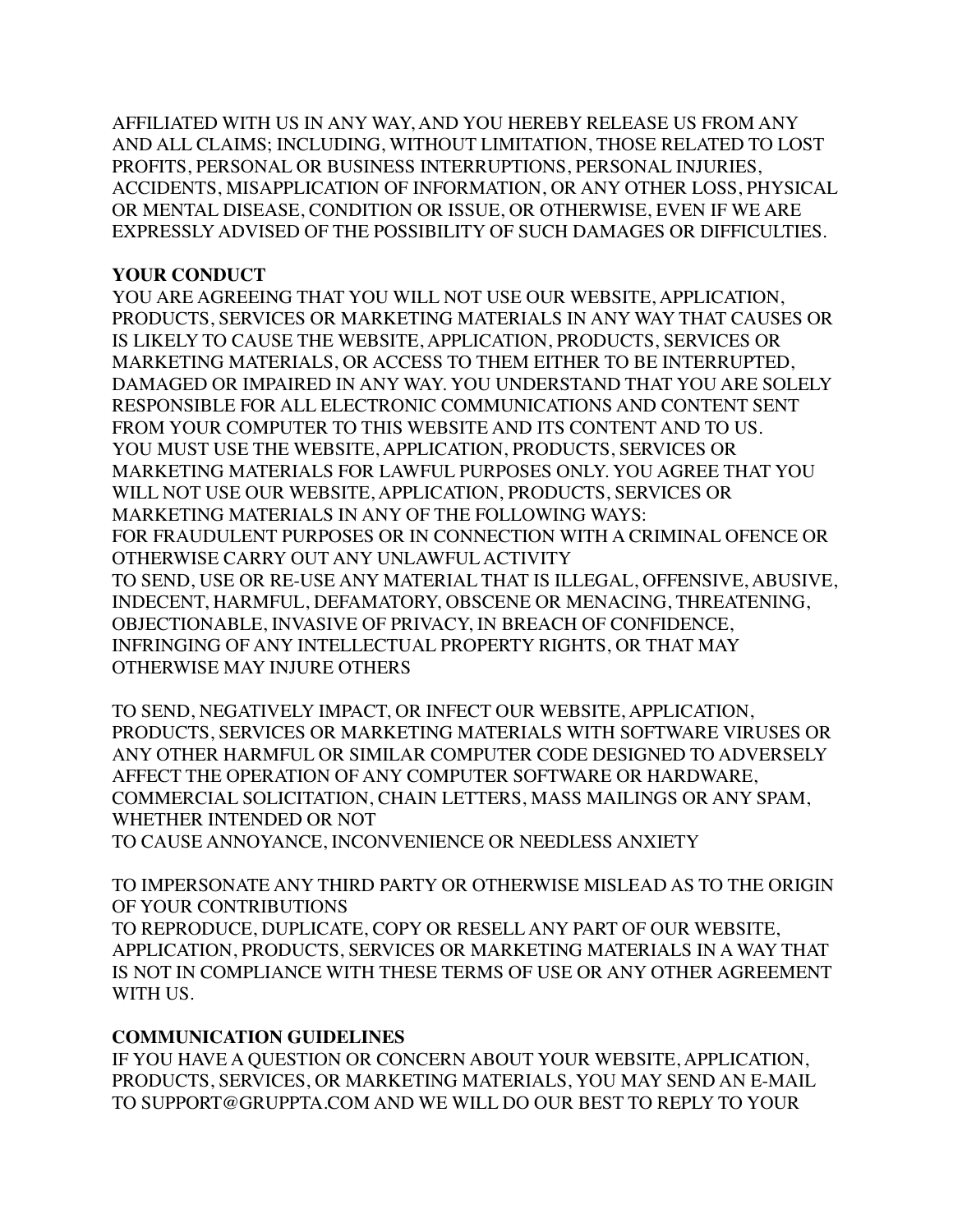AFFILIATED WITH US IN ANY WAY, AND YOU HEREBY RELEASE US FROM ANY AND ALL CLAIMS; INCLUDING, WITHOUT LIMITATION, THOSE RELATED TO LOST PROFITS, PERSONAL OR BUSINESS INTERRUPTIONS, PERSONAL INJURIES, ACCIDENTS, MISAPPLICATION OF INFORMATION, OR ANY OTHER LOSS, PHYSICAL OR MENTAL DISEASE, CONDITION OR ISSUE, OR OTHERWISE, EVEN IF WE ARE EXPRESSLY ADVISED OF THE POSSIBILITY OF SUCH DAMAGES OR DIFFICULTIES.

**YOUR CONDUCT**

YOU ARE AGREEING THAT YOU WILL NOT USE OUR WEBSITE, APPLICATION, PRODUCTS, SERVICES OR MARKETING MATERIALS IN ANY WAY THAT CAUSES OR IS LIKELY TO CAUSE THE WEBSITE, APPLICATION, PRODUCTS, SERVICES OR MARKETING MATERIALS, OR ACCESS TO THEM EITHER TO BE INTERRUPTED, DAMAGED OR IMPAIRED IN ANY WAY. YOU UNDERSTAND THAT YOU ARE SOLELY RESPONSIBLE FOR ALL ELECTRONIC COMMUNICATIONS AND CONTENT SENT FROM YOUR COMPUTER TO THIS WEBSITE AND ITS CONTENT AND TO US.
YOU MUST USE THE WEBSITE, APPLICATION, PRODUCTS, SERVICES OR MARKETING MATERIALS FOR LAWFUL PURPOSES ONLY. YOU AGREE THAT YOU WILL NOT USE OUR WEBSITE, APPLICATION, PRODUCTS, SERVICES OR MARKETING MATERIALS IN ANY OF THE FOLLOWING WAYS:
FOR FRAUDULENT PURPOSES OR IN CONNECTION WITH A CRIMINAL OFENCE OR OTHERWISE CARRY OUT ANY UNLAWFUL ACTIVITY
TO SEND, USE OR RE-USE ANY MATERIAL THAT IS ILLEGAL, OFFENSIVE, ABUSIVE, INDECENT, HARMFUL, DEFAMATORY, OBSCENE OR MENACING, THREATENING, OBJECTIONABLE, INVASIVE OF PRIVACY, IN BREACH OF CONFIDENCE, INFRINGING OF ANY INTELLECTUAL PROPERTY RIGHTS, OR THAT MAY OTHERWISE MAY INJURE OTHERS

TO SEND, NEGATIVELY IMPACT, OR INFECT OUR WEBSITE, APPLICATION, PRODUCTS, SERVICES OR MARKETING MATERIALS WITH SOFTWARE VIRUSES OR ANY OTHER HARMFUL OR SIMILAR COMPUTER CODE DESIGNED TO ADVERSELY AFFECT THE OPERATION OF ANY COMPUTER SOFTWARE OR HARDWARE, COMMERCIAL SOLICITATION, CHAIN LETTERS, MASS MAILINGS OR ANY SPAM, WHETHER INTENDED OR NOT
TO CAUSE ANNOYANCE, INCONVENIENCE OR NEEDLESS ANXIETY

TO IMPERSONATE ANY THIRD PARTY OR OTHERWISE MISLEAD AS TO THE ORIGIN OF YOUR CONTRIBUTIONS
TO REPRODUCE, DUPLICATE, COPY OR RESELL ANY PART OF OUR WEBSITE, APPLICATION, PRODUCTS, SERVICES OR MARKETING MATERIALS IN A WAY THAT IS NOT IN COMPLIANCE WITH THESE TERMS OF USE OR ANY OTHER AGREEMENT WITH US.

**COMMUNICATION GUIDELINES**

IF YOU HAVE A QUESTION OR CONCERN ABOUT YOUR WEBSITE, APPLICATION, PRODUCTS, SERVICES, OR MARKETING MATERIALS, YOU MAY SEND AN E-MAIL TO SUPPORT@GRUPPTA.COM AND WE WILL DO OUR BEST TO REPLY TO YOUR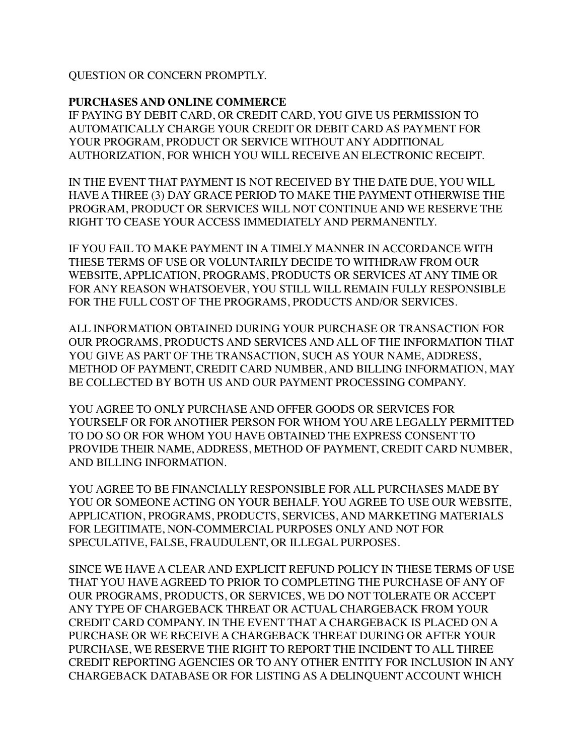QUESTION OR CONCERN PROMPTLY.

**PURCHASES AND ONLINE COMMERCE**

IF PAYING BY DEBIT CARD, OR CREDIT CARD, YOU GIVE US PERMISSION TO AUTOMATICALLY CHARGE YOUR CREDIT OR DEBIT CARD AS PAYMENT FOR YOUR PROGRAM, PRODUCT OR SERVICE WITHOUT ANY ADDITIONAL AUTHORIZATION, FOR WHICH YOU WILL RECEIVE AN ELECTRONIC RECEIPT.

IN THE EVENT THAT PAYMENT IS NOT RECEIVED BY THE DATE DUE, YOU WILL HAVE A THREE (3) DAY GRACE PERIOD TO MAKE THE PAYMENT OTHERWISE THE PROGRAM, PRODUCT OR SERVICES WILL NOT CONTINUE AND WE RESERVE THE RIGHT TO CEASE YOUR ACCESS IMMEDIATELY AND PERMANENTLY.

IF YOU FAIL TO MAKE PAYMENT IN A TIMELY MANNER IN ACCORDANCE WITH THESE TERMS OF USE OR VOLUNTARILY DECIDE TO WITHDRAW FROM OUR WEBSITE, APPLICATION, PROGRAMS, PRODUCTS OR SERVICES AT ANY TIME OR FOR ANY REASON WHATSOEVER, YOU STILL WILL REMAIN FULLY RESPONSIBLE FOR THE FULL COST OF THE PROGRAMS, PRODUCTS AND/OR SERVICES.

ALL INFORMATION OBTAINED DURING YOUR PURCHASE OR TRANSACTION FOR OUR PROGRAMS, PRODUCTS AND SERVICES AND ALL OF THE INFORMATION THAT YOU GIVE AS PART OF THE TRANSACTION, SUCH AS YOUR NAME, ADDRESS, METHOD OF PAYMENT, CREDIT CARD NUMBER, AND BILLING INFORMATION, MAY BE COLLECTED BY BOTH US AND OUR PAYMENT PROCESSING COMPANY.

YOU AGREE TO ONLY PURCHASE AND OFFER GOODS OR SERVICES FOR YOURSELF OR FOR ANOTHER PERSON FOR WHOM YOU ARE LEGALLY PERMITTED TO DO SO OR FOR WHOM YOU HAVE OBTAINED THE EXPRESS CONSENT TO PROVIDE THEIR NAME, ADDRESS, METHOD OF PAYMENT, CREDIT CARD NUMBER, AND BILLING INFORMATION.

YOU AGREE TO BE FINANCIALLY RESPONSIBLE FOR ALL PURCHASES MADE BY YOU OR SOMEONE ACTING ON YOUR BEHALF. YOU AGREE TO USE OUR WEBSITE, APPLICATION, PROGRAMS, PRODUCTS, SERVICES, AND MARKETING MATERIALS FOR LEGITIMATE, NON-COMMERCIAL PURPOSES ONLY AND NOT FOR SPECULATIVE, FALSE, FRAUDULENT, OR ILLEGAL PURPOSES.

SINCE WE HAVE A CLEAR AND EXPLICIT REFUND POLICY IN THESE TERMS OF USE THAT YOU HAVE AGREED TO PRIOR TO COMPLETING THE PURCHASE OF ANY OF OUR PROGRAMS, PRODUCTS, OR SERVICES, WE DO NOT TOLERATE OR ACCEPT ANY TYPE OF CHARGEBACK THREAT OR ACTUAL CHARGEBACK FROM YOUR CREDIT CARD COMPANY. IN THE EVENT THAT A CHARGEBACK IS PLACED ON A PURCHASE OR WE RECEIVE A CHARGEBACK THREAT DURING OR AFTER YOUR PURCHASE, WE RESERVE THE RIGHT TO REPORT THE INCIDENT TO ALL THREE CREDIT REPORTING AGENCIES OR TO ANY OTHER ENTITY FOR INCLUSION IN ANY CHARGEBACK DATABASE OR FOR LISTING AS A DELINQUENT ACCOUNT WHICH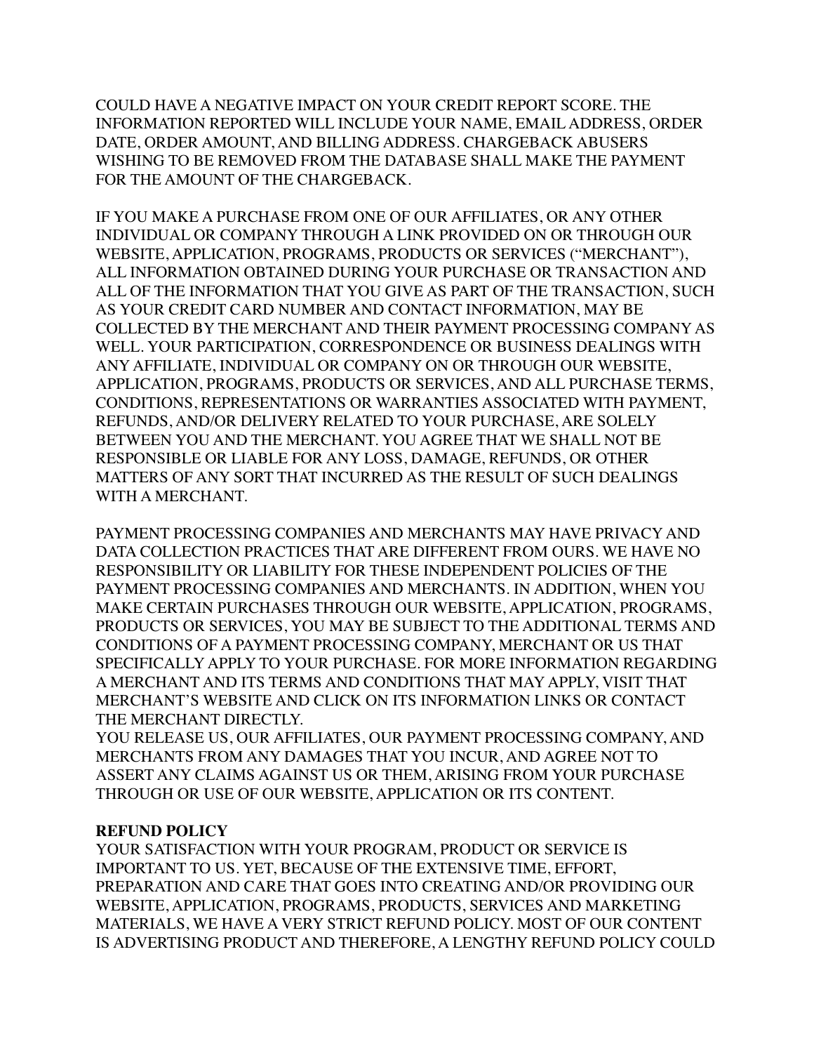COULD HAVE A NEGATIVE IMPACT ON YOUR CREDIT REPORT SCORE. THE INFORMATION REPORTED WILL INCLUDE YOUR NAME, EMAIL ADDRESS, ORDER DATE, ORDER AMOUNT, AND BILLING ADDRESS. CHARGEBACK ABUSERS WISHING TO BE REMOVED FROM THE DATABASE SHALL MAKE THE PAYMENT FOR THE AMOUNT OF THE CHARGEBACK.

IF YOU MAKE A PURCHASE FROM ONE OF OUR AFFILIATES, OR ANY OTHER INDIVIDUAL OR COMPANY THROUGH A LINK PROVIDED ON OR THROUGH OUR WEBSITE, APPLICATION, PROGRAMS, PRODUCTS OR SERVICES ("MERCHANT"), ALL INFORMATION OBTAINED DURING YOUR PURCHASE OR TRANSACTION AND ALL OF THE INFORMATION THAT YOU GIVE AS PART OF THE TRANSACTION, SUCH AS YOUR CREDIT CARD NUMBER AND CONTACT INFORMATION, MAY BE COLLECTED BY THE MERCHANT AND THEIR PAYMENT PROCESSING COMPANY AS WELL. YOUR PARTICIPATION, CORRESPONDENCE OR BUSINESS DEALINGS WITH ANY AFFILIATE, INDIVIDUAL OR COMPANY ON OR THROUGH OUR WEBSITE, APPLICATION, PROGRAMS, PRODUCTS OR SERVICES, AND ALL PURCHASE TERMS, CONDITIONS, REPRESENTATIONS OR WARRANTIES ASSOCIATED WITH PAYMENT, REFUNDS, AND/OR DELIVERY RELATED TO YOUR PURCHASE, ARE SOLELY BETWEEN YOU AND THE MERCHANT. YOU AGREE THAT WE SHALL NOT BE RESPONSIBLE OR LIABLE FOR ANY LOSS, DAMAGE, REFUNDS, OR OTHER MATTERS OF ANY SORT THAT INCURRED AS THE RESULT OF SUCH DEALINGS WITH A MERCHANT.

PAYMENT PROCESSING COMPANIES AND MERCHANTS MAY HAVE PRIVACY AND DATA COLLECTION PRACTICES THAT ARE DIFFERENT FROM OURS. WE HAVE NO RESPONSIBILITY OR LIABILITY FOR THESE INDEPENDENT POLICIES OF THE PAYMENT PROCESSING COMPANIES AND MERCHANTS. IN ADDITION, WHEN YOU MAKE CERTAIN PURCHASES THROUGH OUR WEBSITE, APPLICATION, PROGRAMS, PRODUCTS OR SERVICES, YOU MAY BE SUBJECT TO THE ADDITIONAL TERMS AND CONDITIONS OF A PAYMENT PROCESSING COMPANY, MERCHANT OR US THAT SPECIFICALLY APPLY TO YOUR PURCHASE. FOR MORE INFORMATION REGARDING A MERCHANT AND ITS TERMS AND CONDITIONS THAT MAY APPLY, VISIT THAT MERCHANT'S WEBSITE AND CLICK ON ITS INFORMATION LINKS OR CONTACT THE MERCHANT DIRECTLY.
YOU RELEASE US, OUR AFFILIATES, OUR PAYMENT PROCESSING COMPANY, AND MERCHANTS FROM ANY DAMAGES THAT YOU INCUR, AND AGREE NOT TO ASSERT ANY CLAIMS AGAINST US OR THEM, ARISING FROM YOUR PURCHASE THROUGH OR USE OF OUR WEBSITE, APPLICATION OR ITS CONTENT.

**REFUND POLICY**
YOUR SATISFACTION WITH YOUR PROGRAM, PRODUCT OR SERVICE IS IMPORTANT TO US. YET, BECAUSE OF THE EXTENSIVE TIME, EFFORT, PREPARATION AND CARE THAT GOES INTO CREATING AND/OR PROVIDING OUR WEBSITE, APPLICATION, PROGRAMS, PRODUCTS, SERVICES AND MARKETING MATERIALS, WE HAVE A VERY STRICT REFUND POLICY. MOST OF OUR CONTENT IS ADVERTISING PRODUCT AND THEREFORE, A LENGTHY REFUND POLICY COULD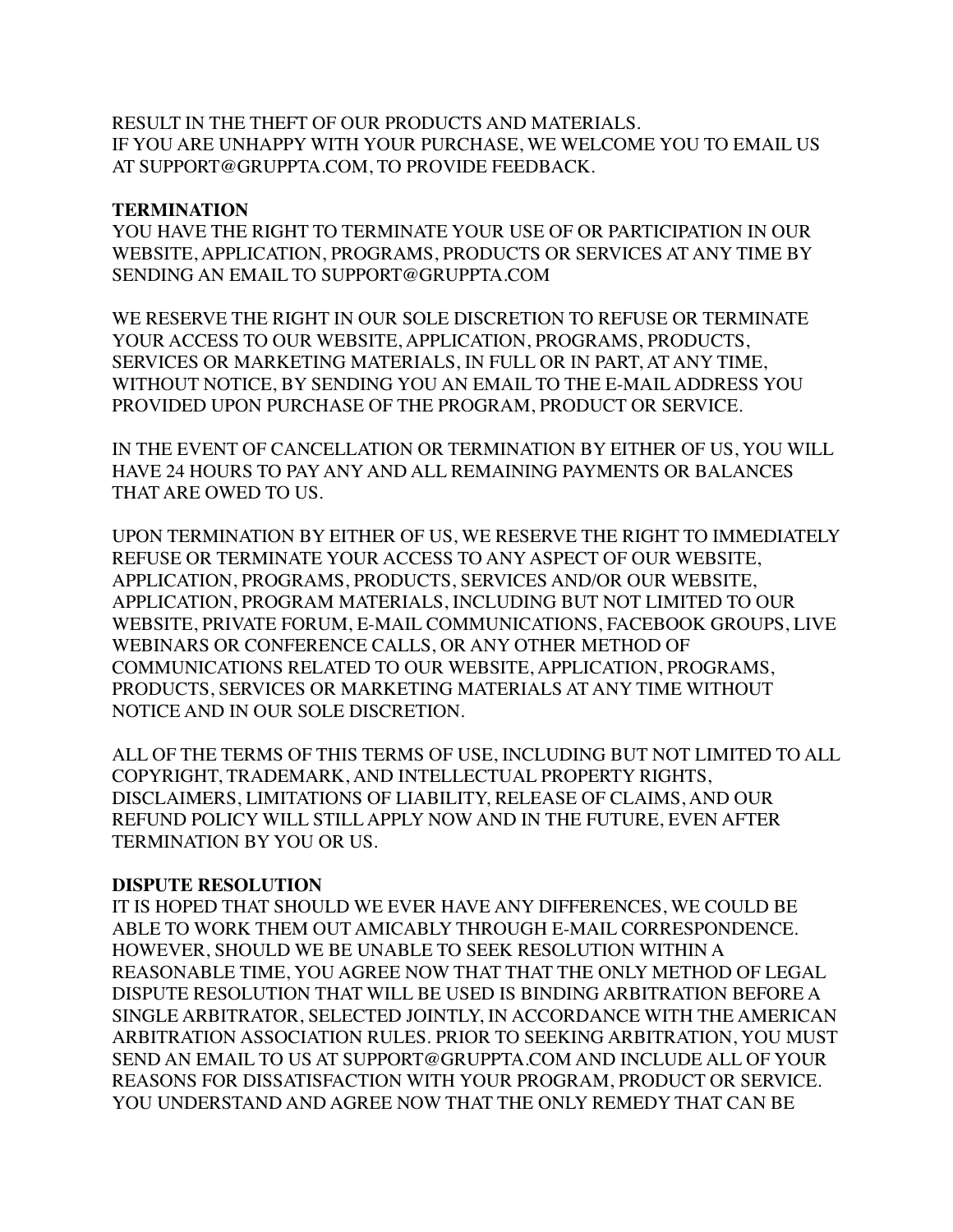RESULT IN THE THEFT OF OUR PRODUCTS AND MATERIALS.
IF YOU ARE UNHAPPY WITH YOUR PURCHASE, WE WELCOME YOU TO EMAIL US AT SUPPORT@GRUPPTA.COM, TO PROVIDE FEEDBACK.

**TERMINATION**
YOU HAVE THE RIGHT TO TERMINATE YOUR USE OF OR PARTICIPATION IN OUR WEBSITE, APPLICATION, PROGRAMS, PRODUCTS OR SERVICES AT ANY TIME BY SENDING AN EMAIL TO SUPPORT@GRUPPTA.COM

WE RESERVE THE RIGHT IN OUR SOLE DISCRETION TO REFUSE OR TERMINATE YOUR ACCESS TO OUR WEBSITE, APPLICATION, PROGRAMS, PRODUCTS, SERVICES OR MARKETING MATERIALS, IN FULL OR IN PART, AT ANY TIME, WITHOUT NOTICE, BY SENDING YOU AN EMAIL TO THE E-MAIL ADDRESS YOU PROVIDED UPON PURCHASE OF THE PROGRAM, PRODUCT OR SERVICE.

IN THE EVENT OF CANCELLATION OR TERMINATION BY EITHER OF US, YOU WILL HAVE 24 HOURS TO PAY ANY AND ALL REMAINING PAYMENTS OR BALANCES THAT ARE OWED TO US.

UPON TERMINATION BY EITHER OF US, WE RESERVE THE RIGHT TO IMMEDIATELY REFUSE OR TERMINATE YOUR ACCESS TO ANY ASPECT OF OUR WEBSITE, APPLICATION, PROGRAMS, PRODUCTS, SERVICES AND/OR OUR WEBSITE, APPLICATION, PROGRAM MATERIALS, INCLUDING BUT NOT LIMITED TO OUR WEBSITE, PRIVATE FORUM, E-MAIL COMMUNICATIONS, FACEBOOK GROUPS, LIVE WEBINARS OR CONFERENCE CALLS, OR ANY OTHER METHOD OF COMMUNICATIONS RELATED TO OUR WEBSITE, APPLICATION, PROGRAMS, PRODUCTS, SERVICES OR MARKETING MATERIALS AT ANY TIME WITHOUT NOTICE AND IN OUR SOLE DISCRETION.

ALL OF THE TERMS OF THIS TERMS OF USE, INCLUDING BUT NOT LIMITED TO ALL COPYRIGHT, TRADEMARK, AND INTELLECTUAL PROPERTY RIGHTS, DISCLAIMERS, LIMITATIONS OF LIABILITY, RELEASE OF CLAIMS, AND OUR REFUND POLICY WILL STILL APPLY NOW AND IN THE FUTURE, EVEN AFTER TERMINATION BY YOU OR US.

**DISPUTE RESOLUTION**
IT IS HOPED THAT SHOULD WE EVER HAVE ANY DIFFERENCES, WE COULD BE ABLE TO WORK THEM OUT AMICABLY THROUGH E-MAIL CORRESPONDENCE. HOWEVER, SHOULD WE BE UNABLE TO SEEK RESOLUTION WITHIN A REASONABLE TIME, YOU AGREE NOW THAT THAT THE ONLY METHOD OF LEGAL DISPUTE RESOLUTION THAT WILL BE USED IS BINDING ARBITRATION BEFORE A SINGLE ARBITRATOR, SELECTED JOINTLY, IN ACCORDANCE WITH THE AMERICAN ARBITRATION ASSOCIATION RULES. PRIOR TO SEEKING ARBITRATION, YOU MUST SEND AN EMAIL TO US AT SUPPORT@GRUPPTA.COM AND INCLUDE ALL OF YOUR REASONS FOR DISSATISFACTION WITH YOUR PROGRAM, PRODUCT OR SERVICE. YOU UNDERSTAND AND AGREE NOW THAT THE ONLY REMEDY THAT CAN BE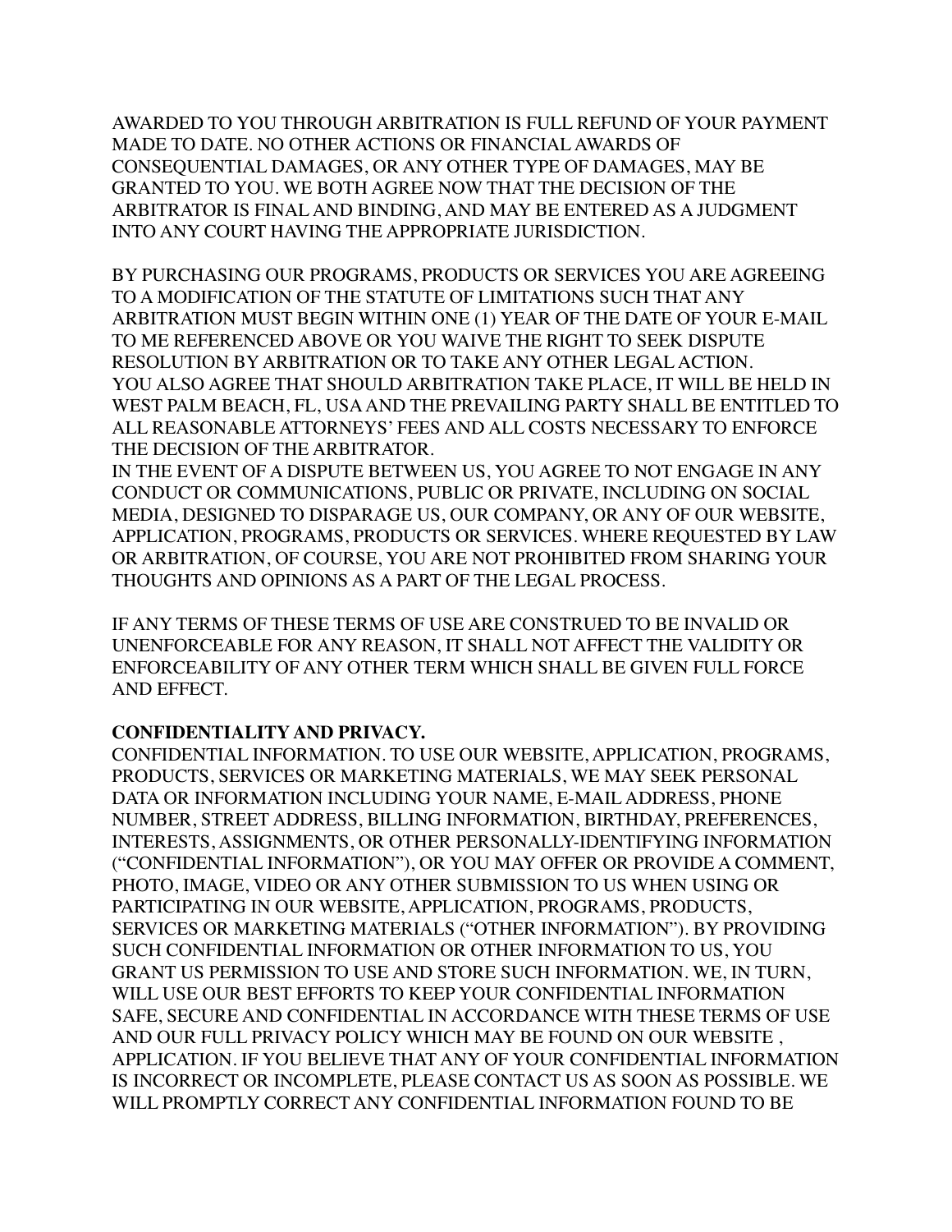AWARDED TO YOU THROUGH ARBITRATION IS FULL REFUND OF YOUR PAYMENT MADE TO DATE. NO OTHER ACTIONS OR FINANCIAL AWARDS OF CONSEQUENTIAL DAMAGES, OR ANY OTHER TYPE OF DAMAGES, MAY BE GRANTED TO YOU. WE BOTH AGREE NOW THAT THE DECISION OF THE ARBITRATOR IS FINAL AND BINDING, AND MAY BE ENTERED AS A JUDGMENT INTO ANY COURT HAVING THE APPROPRIATE JURISDICTION.

BY PURCHASING OUR PROGRAMS, PRODUCTS OR SERVICES YOU ARE AGREEING TO A MODIFICATION OF THE STATUTE OF LIMITATIONS SUCH THAT ANY ARBITRATION MUST BEGIN WITHIN ONE (1) YEAR OF THE DATE OF YOUR E-MAIL TO ME REFERENCED ABOVE OR YOU WAIVE THE RIGHT TO SEEK DISPUTE RESOLUTION BY ARBITRATION OR TO TAKE ANY OTHER LEGAL ACTION.
YOU ALSO AGREE THAT SHOULD ARBITRATION TAKE PLACE, IT WILL BE HELD IN WEST PALM BEACH, FL, USA AND THE PREVAILING PARTY SHALL BE ENTITLED TO ALL REASONABLE ATTORNEYS' FEES AND ALL COSTS NECESSARY TO ENFORCE THE DECISION OF THE ARBITRATOR.
IN THE EVENT OF A DISPUTE BETWEEN US, YOU AGREE TO NOT ENGAGE IN ANY CONDUCT OR COMMUNICATIONS, PUBLIC OR PRIVATE, INCLUDING ON SOCIAL MEDIA, DESIGNED TO DISPARAGE US, OUR COMPANY, OR ANY OF OUR WEBSITE, APPLICATION, PROGRAMS, PRODUCTS OR SERVICES. WHERE REQUESTED BY LAW OR ARBITRATION, OF COURSE, YOU ARE NOT PROHIBITED FROM SHARING YOUR THOUGHTS AND OPINIONS AS A PART OF THE LEGAL PROCESS.

IF ANY TERMS OF THESE TERMS OF USE ARE CONSTRUED TO BE INVALID OR UNENFORCEABLE FOR ANY REASON, IT SHALL NOT AFFECT THE VALIDITY OR ENFORCEABILITY OF ANY OTHER TERM WHICH SHALL BE GIVEN FULL FORCE AND EFFECT.

**CONFIDENTIALITY AND PRIVACY.**
CONFIDENTIAL INFORMATION. TO USE OUR WEBSITE, APPLICATION, PROGRAMS, PRODUCTS, SERVICES OR MARKETING MATERIALS, WE MAY SEEK PERSONAL DATA OR INFORMATION INCLUDING YOUR NAME, E-MAIL ADDRESS, PHONE NUMBER, STREET ADDRESS, BILLING INFORMATION, BIRTHDAY, PREFERENCES, INTERESTS, ASSIGNMENTS, OR OTHER PERSONALLY-IDENTIFYING INFORMATION ("CONFIDENTIAL INFORMATION"), OR YOU MAY OFFER OR PROVIDE A COMMENT, PHOTO, IMAGE, VIDEO OR ANY OTHER SUBMISSION TO US WHEN USING OR PARTICIPATING IN OUR WEBSITE, APPLICATION, PROGRAMS, PRODUCTS, SERVICES OR MARKETING MATERIALS ("OTHER INFORMATION"). BY PROVIDING SUCH CONFIDENTIAL INFORMATION OR OTHER INFORMATION TO US, YOU GRANT US PERMISSION TO USE AND STORE SUCH INFORMATION. WE, IN TURN, WILL USE OUR BEST EFFORTS TO KEEP YOUR CONFIDENTIAL INFORMATION SAFE, SECURE AND CONFIDENTIAL IN ACCORDANCE WITH THESE TERMS OF USE AND OUR FULL PRIVACY POLICY WHICH MAY BE FOUND ON OUR WEBSITE , APPLICATION. IF YOU BELIEVE THAT ANY OF YOUR CONFIDENTIAL INFORMATION IS INCORRECT OR INCOMPLETE, PLEASE CONTACT US AS SOON AS POSSIBLE. WE WILL PROMPTLY CORRECT ANY CONFIDENTIAL INFORMATION FOUND TO BE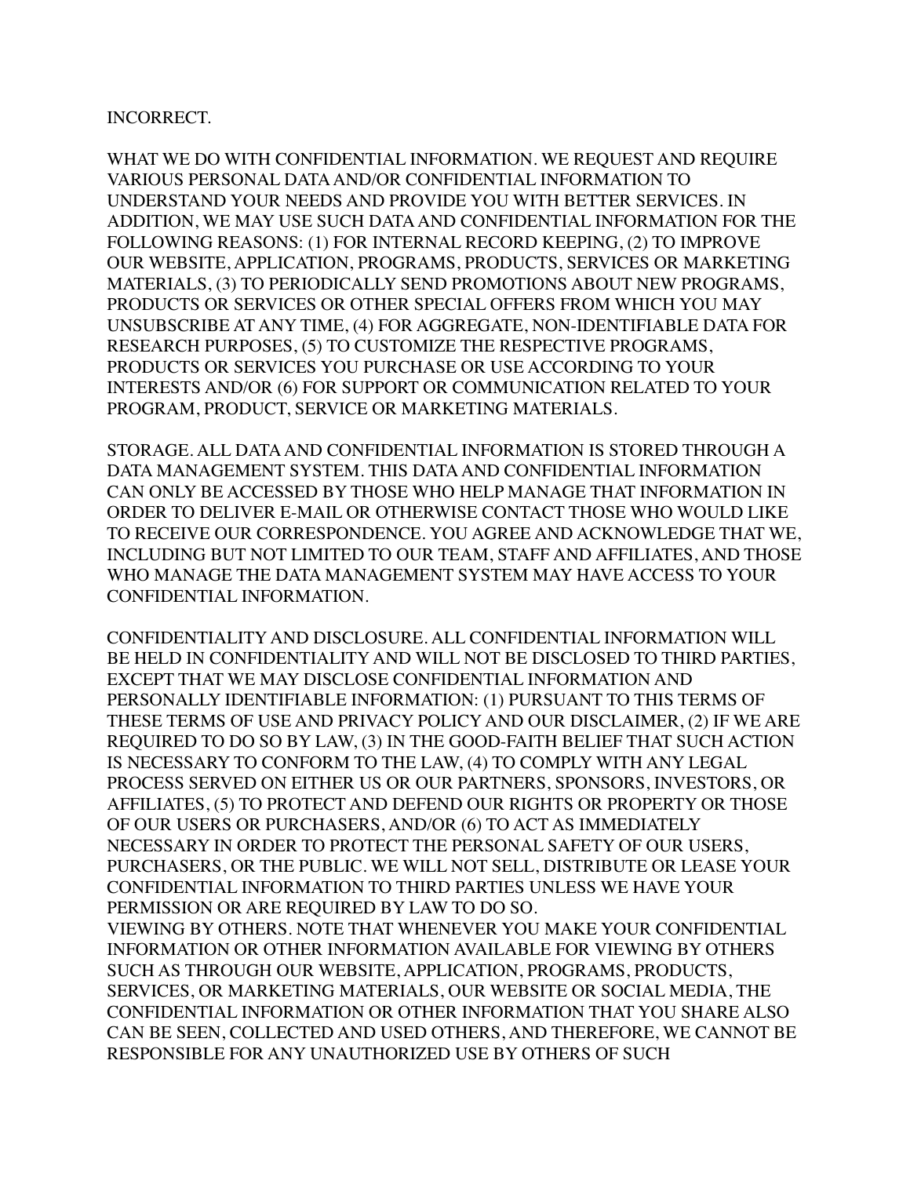INCORRECT.

WHAT WE DO WITH CONFIDENTIAL INFORMATION. WE REQUEST AND REQUIRE VARIOUS PERSONAL DATA AND/OR CONFIDENTIAL INFORMATION TO UNDERSTAND YOUR NEEDS AND PROVIDE YOU WITH BETTER SERVICES. IN ADDITION, WE MAY USE SUCH DATA AND CONFIDENTIAL INFORMATION FOR THE FOLLOWING REASONS: (1) FOR INTERNAL RECORD KEEPING, (2) TO IMPROVE OUR WEBSITE, APPLICATION, PROGRAMS, PRODUCTS, SERVICES OR MARKETING MATERIALS, (3) TO PERIODICALLY SEND PROMOTIONS ABOUT NEW PROGRAMS, PRODUCTS OR SERVICES OR OTHER SPECIAL OFFERS FROM WHICH YOU MAY UNSUBSCRIBE AT ANY TIME, (4) FOR AGGREGATE, NON-IDENTIFIABLE DATA FOR RESEARCH PURPOSES, (5) TO CUSTOMIZE THE RESPECTIVE PROGRAMS, PRODUCTS OR SERVICES YOU PURCHASE OR USE ACCORDING TO YOUR INTERESTS AND/OR (6) FOR SUPPORT OR COMMUNICATION RELATED TO YOUR PROGRAM, PRODUCT, SERVICE OR MARKETING MATERIALS.

STORAGE. ALL DATA AND CONFIDENTIAL INFORMATION IS STORED THROUGH A DATA MANAGEMENT SYSTEM. THIS DATA AND CONFIDENTIAL INFORMATION CAN ONLY BE ACCESSED BY THOSE WHO HELP MANAGE THAT INFORMATION IN ORDER TO DELIVER E-MAIL OR OTHERWISE CONTACT THOSE WHO WOULD LIKE TO RECEIVE OUR CORRESPONDENCE. YOU AGREE AND ACKNOWLEDGE THAT WE, INCLUDING BUT NOT LIMITED TO OUR TEAM, STAFF AND AFFILIATES, AND THOSE WHO MANAGE THE DATA MANAGEMENT SYSTEM MAY HAVE ACCESS TO YOUR CONFIDENTIAL INFORMATION.

CONFIDENTIALITY AND DISCLOSURE. ALL CONFIDENTIAL INFORMATION WILL BE HELD IN CONFIDENTIALITY AND WILL NOT BE DISCLOSED TO THIRD PARTIES, EXCEPT THAT WE MAY DISCLOSE CONFIDENTIAL INFORMATION AND PERSONALLY IDENTIFIABLE INFORMATION: (1) PURSUANT TO THIS TERMS OF THESE TERMS OF USE AND PRIVACY POLICY AND OUR DISCLAIMER, (2) IF WE ARE REQUIRED TO DO SO BY LAW, (3) IN THE GOOD-FAITH BELIEF THAT SUCH ACTION IS NECESSARY TO CONFORM TO THE LAW, (4) TO COMPLY WITH ANY LEGAL PROCESS SERVED ON EITHER US OR OUR PARTNERS, SPONSORS, INVESTORS, OR AFFILIATES, (5) TO PROTECT AND DEFEND OUR RIGHTS OR PROPERTY OR THOSE OF OUR USERS OR PURCHASERS, AND/OR (6) TO ACT AS IMMEDIATELY NECESSARY IN ORDER TO PROTECT THE PERSONAL SAFETY OF OUR USERS, PURCHASERS, OR THE PUBLIC. WE WILL NOT SELL, DISTRIBUTE OR LEASE YOUR CONFIDENTIAL INFORMATION TO THIRD PARTIES UNLESS WE HAVE YOUR PERMISSION OR ARE REQUIRED BY LAW TO DO SO.

VIEWING BY OTHERS. NOTE THAT WHENEVER YOU MAKE YOUR CONFIDENTIAL INFORMATION OR OTHER INFORMATION AVAILABLE FOR VIEWING BY OTHERS SUCH AS THROUGH OUR WEBSITE, APPLICATION, PROGRAMS, PRODUCTS, SERVICES, OR MARKETING MATERIALS, OUR WEBSITE OR SOCIAL MEDIA, THE CONFIDENTIAL INFORMATION OR OTHER INFORMATION THAT YOU SHARE ALSO CAN BE SEEN, COLLECTED AND USED OTHERS, AND THEREFORE, WE CANNOT BE RESPONSIBLE FOR ANY UNAUTHORIZED USE BY OTHERS OF SUCH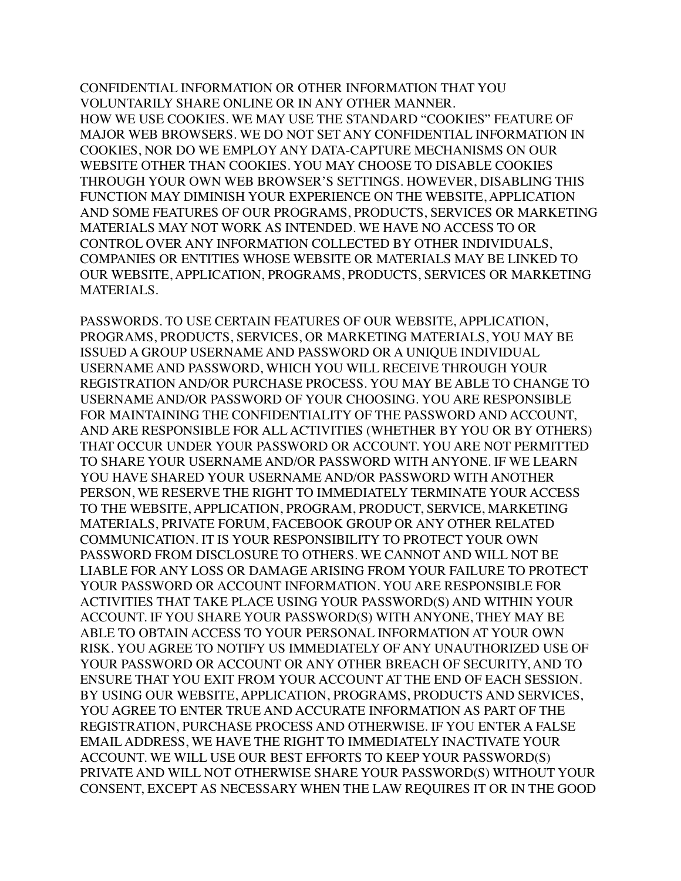CONFIDENTIAL INFORMATION OR OTHER INFORMATION THAT YOU VOLUNTARILY SHARE ONLINE OR IN ANY OTHER MANNER.
HOW WE USE COOKIES. WE MAY USE THE STANDARD "COOKIES" FEATURE OF MAJOR WEB BROWSERS. WE DO NOT SET ANY CONFIDENTIAL INFORMATION IN COOKIES, NOR DO WE EMPLOY ANY DATA-CAPTURE MECHANISMS ON OUR WEBSITE OTHER THAN COOKIES. YOU MAY CHOOSE TO DISABLE COOKIES THROUGH YOUR OWN WEB BROWSER'S SETTINGS. HOWEVER, DISABLING THIS FUNCTION MAY DIMINISH YOUR EXPERIENCE ON THE WEBSITE, APPLICATION AND SOME FEATURES OF OUR PROGRAMS, PRODUCTS, SERVICES OR MARKETING MATERIALS MAY NOT WORK AS INTENDED. WE HAVE NO ACCESS TO OR CONTROL OVER ANY INFORMATION COLLECTED BY OTHER INDIVIDUALS, COMPANIES OR ENTITIES WHOSE WEBSITE OR MATERIALS MAY BE LINKED TO OUR WEBSITE, APPLICATION, PROGRAMS, PRODUCTS, SERVICES OR MARKETING MATERIALS.

PASSWORDS. TO USE CERTAIN FEATURES OF OUR WEBSITE, APPLICATION, PROGRAMS, PRODUCTS, SERVICES, OR MARKETING MATERIALS, YOU MAY BE ISSUED A GROUP USERNAME AND PASSWORD OR A UNIQUE INDIVIDUAL USERNAME AND PASSWORD, WHICH YOU WILL RECEIVE THROUGH YOUR REGISTRATION AND/OR PURCHASE PROCESS. YOU MAY BE ABLE TO CHANGE TO USERNAME AND/OR PASSWORD OF YOUR CHOOSING. YOU ARE RESPONSIBLE FOR MAINTAINING THE CONFIDENTIALITY OF THE PASSWORD AND ACCOUNT, AND ARE RESPONSIBLE FOR ALL ACTIVITIES (WHETHER BY YOU OR BY OTHERS) THAT OCCUR UNDER YOUR PASSWORD OR ACCOUNT. YOU ARE NOT PERMITTED TO SHARE YOUR USERNAME AND/OR PASSWORD WITH ANYONE. IF WE LEARN YOU HAVE SHARED YOUR USERNAME AND/OR PASSWORD WITH ANOTHER PERSON, WE RESERVE THE RIGHT TO IMMEDIATELY TERMINATE YOUR ACCESS TO THE WEBSITE, APPLICATION, PROGRAM, PRODUCT, SERVICE, MARKETING MATERIALS, PRIVATE FORUM, FACEBOOK GROUP OR ANY OTHER RELATED COMMUNICATION. IT IS YOUR RESPONSIBILITY TO PROTECT YOUR OWN PASSWORD FROM DISCLOSURE TO OTHERS. WE CANNOT AND WILL NOT BE LIABLE FOR ANY LOSS OR DAMAGE ARISING FROM YOUR FAILURE TO PROTECT YOUR PASSWORD OR ACCOUNT INFORMATION. YOU ARE RESPONSIBLE FOR ACTIVITIES THAT TAKE PLACE USING YOUR PASSWORD(S) AND WITHIN YOUR ACCOUNT. IF YOU SHARE YOUR PASSWORD(S) WITH ANYONE, THEY MAY BE ABLE TO OBTAIN ACCESS TO YOUR PERSONAL INFORMATION AT YOUR OWN RISK. YOU AGREE TO NOTIFY US IMMEDIATELY OF ANY UNAUTHORIZED USE OF YOUR PASSWORD OR ACCOUNT OR ANY OTHER BREACH OF SECURITY, AND TO ENSURE THAT YOU EXIT FROM YOUR ACCOUNT AT THE END OF EACH SESSION. BY USING OUR WEBSITE, APPLICATION, PROGRAMS, PRODUCTS AND SERVICES, YOU AGREE TO ENTER TRUE AND ACCURATE INFORMATION AS PART OF THE REGISTRATION, PURCHASE PROCESS AND OTHERWISE. IF YOU ENTER A FALSE EMAIL ADDRESS, WE HAVE THE RIGHT TO IMMEDIATELY INACTIVATE YOUR ACCOUNT. WE WILL USE OUR BEST EFFORTS TO KEEP YOUR PASSWORD(S) PRIVATE AND WILL NOT OTHERWISE SHARE YOUR PASSWORD(S) WITHOUT YOUR CONSENT, EXCEPT AS NECESSARY WHEN THE LAW REQUIRES IT OR IN THE GOOD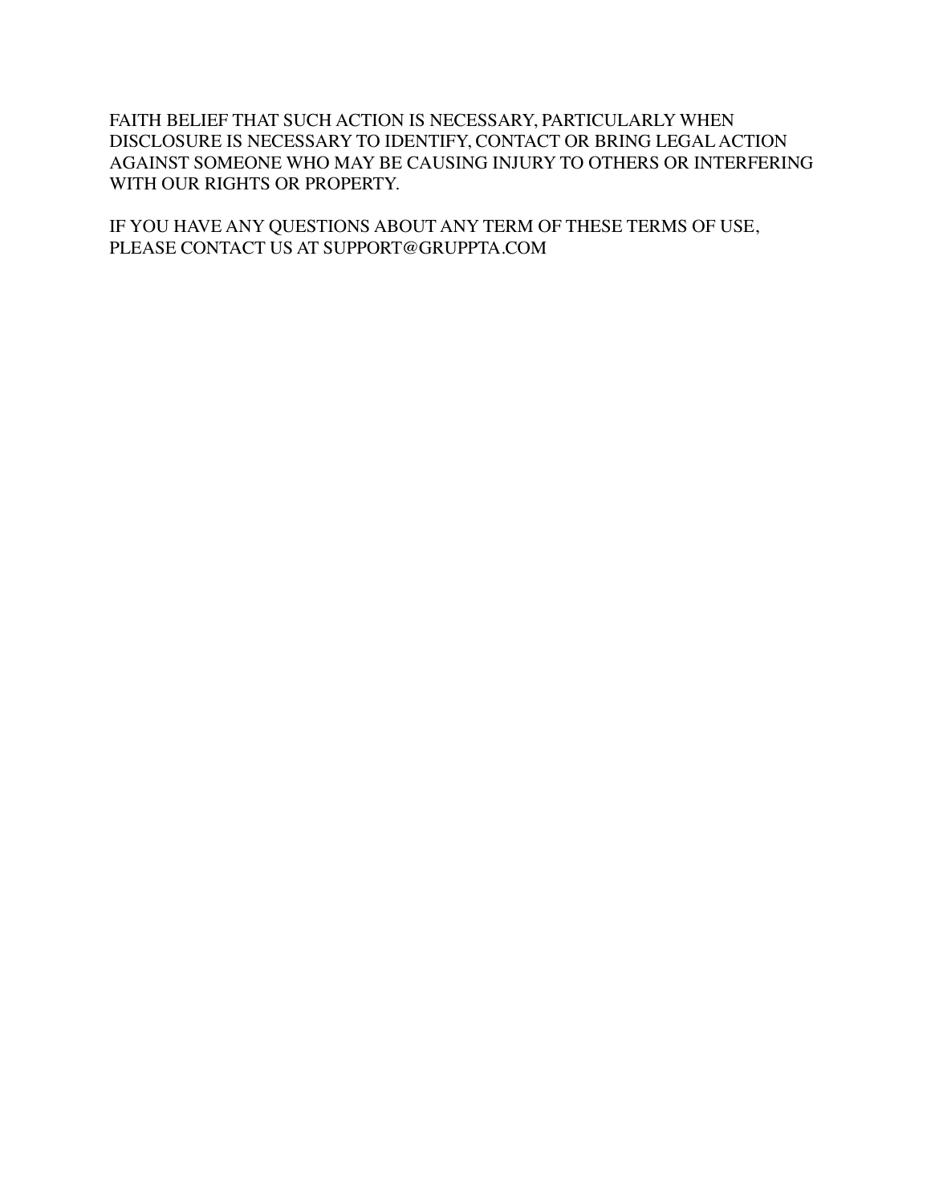FAITH BELIEF THAT SUCH ACTION IS NECESSARY, PARTICULARLY WHEN DISCLOSURE IS NECESSARY TO IDENTIFY, CONTACT OR BRING LEGAL ACTION AGAINST SOMEONE WHO MAY BE CAUSING INJURY TO OTHERS OR INTERFERING WITH OUR RIGHTS OR PROPERTY.

IF YOU HAVE ANY QUESTIONS ABOUT ANY TERM OF THESE TERMS OF USE, PLEASE CONTACT US AT SUPPORT@GRUPPTA.COM